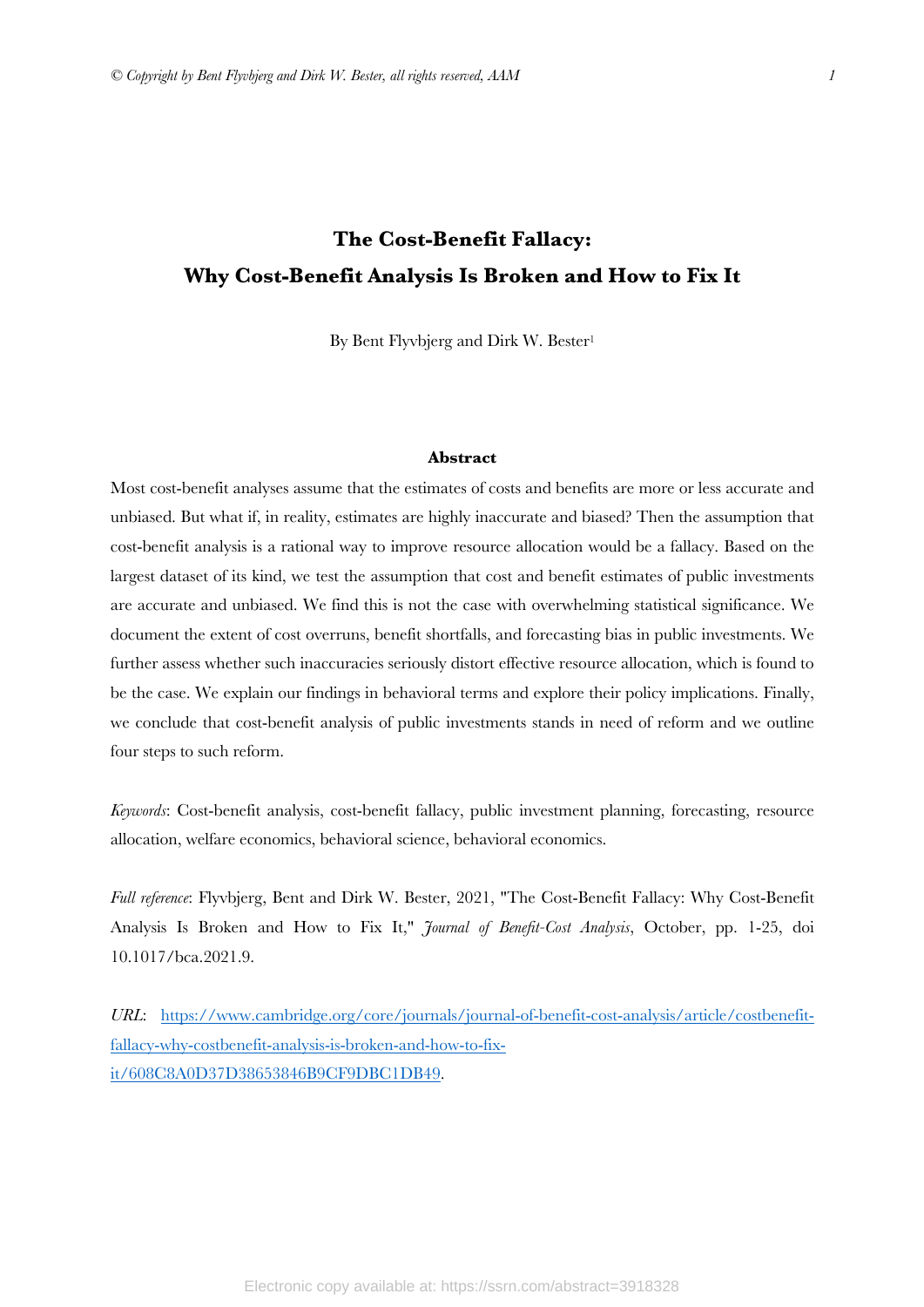# The Cost-Benefit Fallacy: Why Cost-Benefit Analysis Is Broken and How to Fix It

By Bent Flyvbjerg and Dirk W. Bester[1]

## Abstract

Most cost-benefit analyses assume that the estimates of costs and benefits are more or less accurate and unbiased. But what if, in reality, estimates are highly inaccurate and biased? Then the assumption that cost-benefit analysis is a rational way to improve resource allocation would be a fallacy. Based on the largest dataset of its kind, we test the assumption that cost and benefit estimates of public investments are accurate and unbiased. We find this is not the case with overwhelming statistical significance. We document the extent of cost overruns, benefit shortfalls, and forecasting bias in public investments. We further assess whether such inaccuracies seriously distort effective resource allocation, which is found to be the case. We explain our findings in behavioral terms and explore their policy implications. Finally, we conclude that cost-benefit analysis of public investments stands in need of reform and we outline four steps to such reform.

*Keywords*: Cost-benefit analysis, cost-benefit fallacy, public investment planning, forecasting, resource allocation, welfare economics, behavioral science, behavioral economics.

*Full reference*: Flyvbjerg, Bent and Dirk W. Bester, 2021, "The Cost-Benefit Fallacy: Why Cost-Benefit Analysis Is Broken and How to Fix It," *Journal of Benefit-Cost Analysis*, October, pp. 1-25, doi 10.1017/bca.2021.9.

*URL*: [https://www.cambridge.org/core/journals/journal-of-benefit-cost-analysis/article/costbenefit-fallacy-why-costbenefit-analysis-is-broken-and-how-to-fix-it/608C8A0D37D38653846B9CF9DBC1DB49](https://www.cambridge.org/core/journals/journal-of-benefit-cost-analysis/article/costbenefit-fallacy-why-costbenefit-analysis-is-broken-and-how-to-fix-it/608C8A0D37D38653846B9CF9DBC1DB49).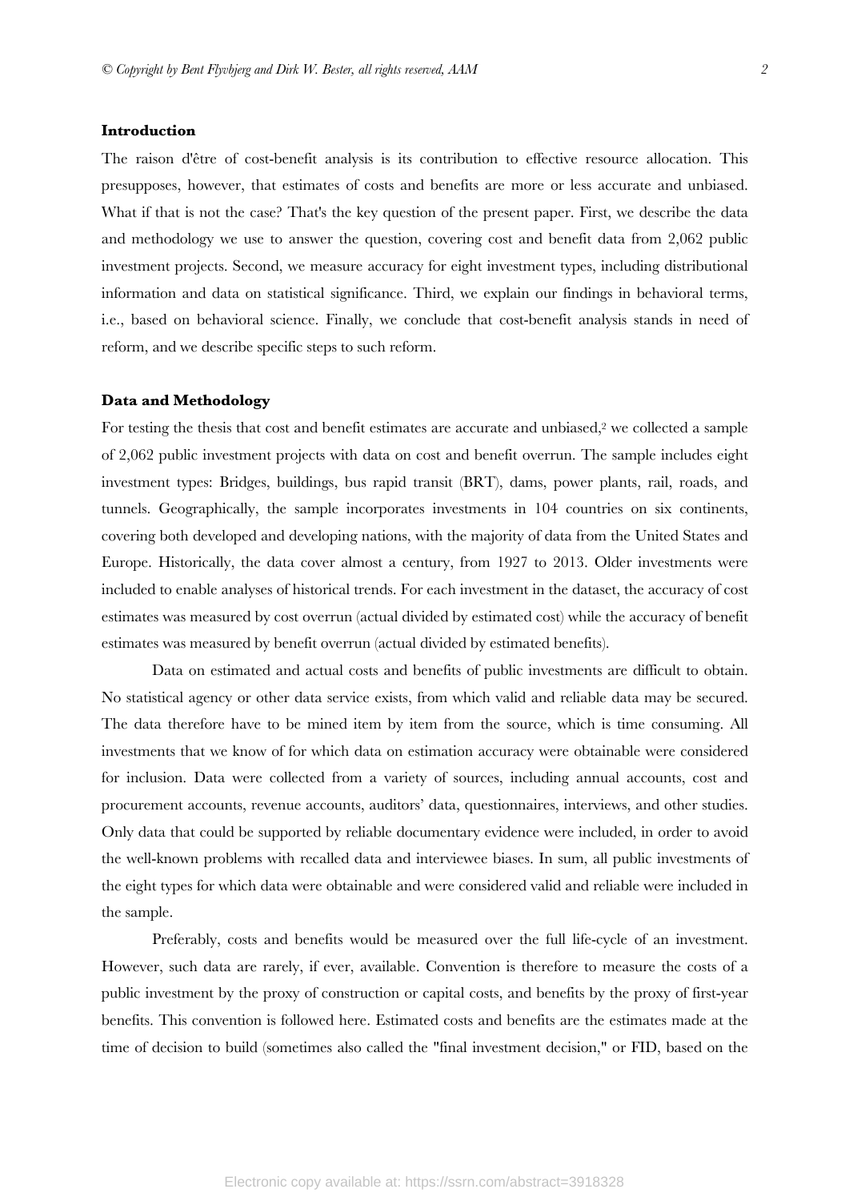## Introduction

The raison d'être of cost-benefit analysis is its contribution to effective resource allocation. This presupposes, however, that estimates of costs and benefits are more or less accurate and unbiased. What if that is not the case? That's the key question of the present paper. First, we describe the data and methodology we use to answer the question, covering cost and benefit data from 2,062 public investment projects. Second, we measure accuracy for eight investment types, including distributional information and data on statistical significance. Third, we explain our findings in behavioral terms, i.e., based on behavioral science. Finally, we conclude that cost-benefit analysis stands in need of reform, and we describe specific steps to such reform.

## Data and Methodology

For testing the thesis that cost and benefit estimates are accurate and unbiased,[2] we collected a sample of 2,062 public investment projects with data on cost and benefit overrun. The sample includes eight investment types: Bridges, buildings, bus rapid transit (BRT), dams, power plants, rail, roads, and tunnels. Geographically, the sample incorporates investments in 104 countries on six continents, covering both developed and developing nations, with the majority of data from the United States and Europe. Historically, the data cover almost a century, from 1927 to 2013. Older investments were included to enable analyses of historical trends. For each investment in the dataset, the accuracy of cost estimates was measured by cost overrun (actual divided by estimated cost) while the accuracy of benefit estimates was measured by benefit overrun (actual divided by estimated benefits).

Data on estimated and actual costs and benefits of public investments are difficult to obtain. No statistical agency or other data service exists, from which valid and reliable data may be secured. The data therefore have to be mined item by item from the source, which is time consuming. All investments that we know of for which data on estimation accuracy were obtainable were considered for inclusion. Data were collected from a variety of sources, including annual accounts, cost and procurement accounts, revenue accounts, auditors' data, questionnaires, interviews, and other studies. Only data that could be supported by reliable documentary evidence were included, in order to avoid the well-known problems with recalled data and interviewee biases. In sum, all public investments of the eight types for which data were obtainable and were considered valid and reliable were included in the sample.

Preferably, costs and benefits would be measured over the full life-cycle of an investment. However, such data are rarely, if ever, available. Convention is therefore to measure the costs of a public investment by the proxy of construction or capital costs, and benefits by the proxy of first-year benefits. This convention is followed here. Estimated costs and benefits are the estimates made at the time of decision to build (sometimes also called the "final investment decision," or FID, based on the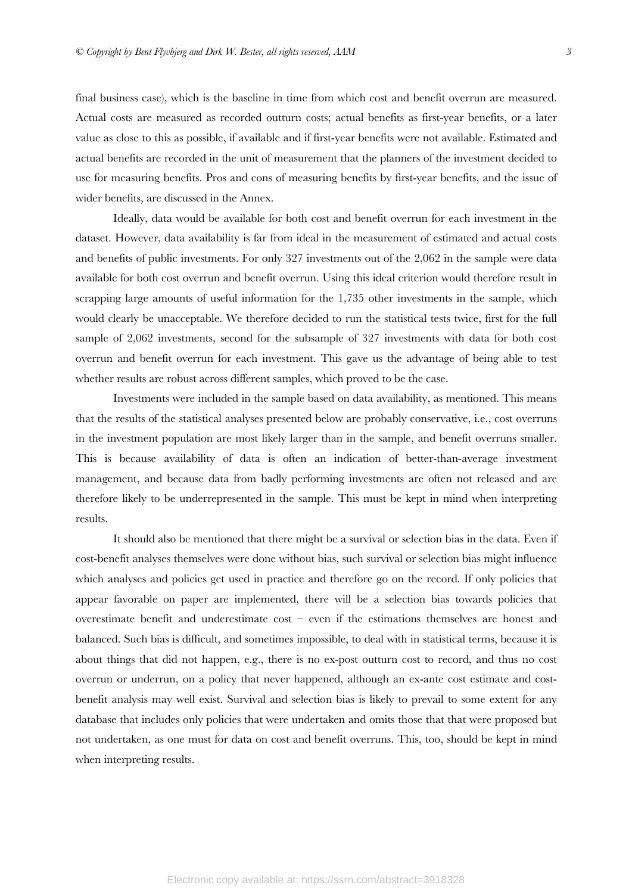final business case), which is the baseline in time from which cost and benefit overrun are measured. Actual costs are measured as recorded outturn costs; actual benefits as first-year benefits, or a later value as close to this as possible, if available and if first-year benefits were not available. Estimated and actual benefits are recorded in the unit of measurement that the planners of the investment decided to use for measuring benefits. Pros and cons of measuring benefits by first-year benefits, and the issue of wider benefits, are discussed in the Annex.

Ideally, data would be available for both cost and benefit overrun for each investment in the dataset. However, data availability is far from ideal in the measurement of estimated and actual costs and benefits of public investments. For only 327 investments out of the 2,062 in the sample were data available for both cost overrun and benefit overrun. Using this ideal criterion would therefore result in scrapping large amounts of useful information for the 1,735 other investments in the sample, which would clearly be unacceptable. We therefore decided to run the statistical tests twice, first for the full sample of 2,062 investments, second for the subsample of 327 investments with data for both cost overrun and benefit overrun for each investment. This gave us the advantage of being able to test whether results are robust across different samples, which proved to be the case.

Investments were included in the sample based on data availability, as mentioned. This means that the results of the statistical analyses presented below are probably conservative, i.e., cost overruns in the investment population are most likely larger than in the sample, and benefit overruns smaller. This is because availability of data is often an indication of better-than-average investment management, and because data from badly performing investments are often not released and are therefore likely to be underrepresented in the sample. This must be kept in mind when interpreting results.

It should also be mentioned that there might be a survival or selection bias in the data. Even if cost-benefit analyses themselves were done without bias, such survival or selection bias might influence which analyses and policies get used in practice and therefore go on the record. If only policies that appear favorable on paper are implemented, there will be a selection bias towards policies that overestimate benefit and underestimate cost – even if the estimations themselves are honest and balanced. Such bias is difficult, and sometimes impossible, to deal with in statistical terms, because it is about things that did not happen, e.g., there is no ex-post outturn cost to record, and thus no cost overrun or underrun, on a policy that never happened, although an ex-ante cost estimate and cost-benefit analysis may well exist. Survival and selection bias is likely to prevail to some extent for any database that includes only policies that were undertaken and omits those that that were proposed but not undertaken, as one must for data on cost and benefit overruns. This, too, should be kept in mind when interpreting results.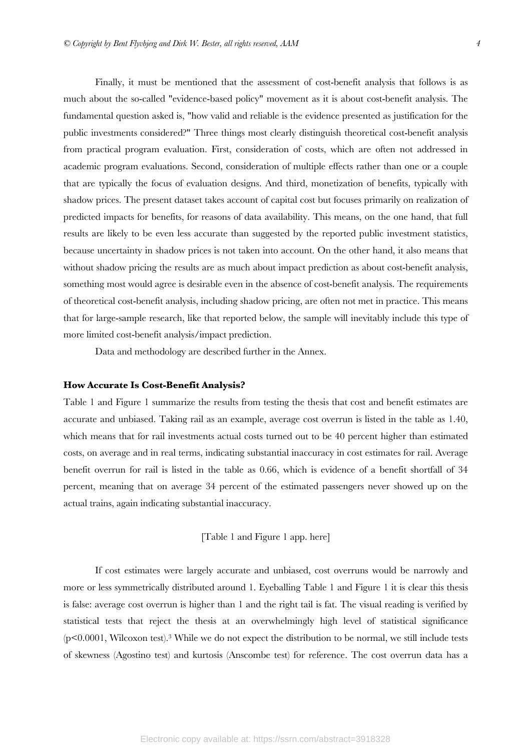Finally, it must be mentioned that the assessment of cost-benefit analysis that follows is as much about the so-called "evidence-based policy" movement as it is about cost-benefit analysis. The fundamental question asked is, "how valid and reliable is the evidence presented as justification for the public investments considered?" Three things most clearly distinguish theoretical cost-benefit analysis from practical program evaluation. First, consideration of costs, which are often not addressed in academic program evaluations. Second, consideration of multiple effects rather than one or a couple that are typically the focus of evaluation designs. And third, monetization of benefits, typically with shadow prices. The present dataset takes account of capital cost but focuses primarily on realization of predicted impacts for benefits, for reasons of data availability. This means, on the one hand, that full results are likely to be even less accurate than suggested by the reported public investment statistics, because uncertainty in shadow prices is not taken into account. On the other hand, it also means that without shadow pricing the results are as much about impact prediction as about cost-benefit analysis, something most would agree is desirable even in the absence of cost-benefit analysis. The requirements of theoretical cost-benefit analysis, including shadow pricing, are often not met in practice. This means that for large-sample research, like that reported below, the sample will inevitably include this type of more limited cost-benefit analysis/impact prediction.

Data and methodology are described further in the Annex.

## How Accurate Is Cost-Benefit Analysis?

Table 1 and Figure 1 summarize the results from testing the thesis that cost and benefit estimates are accurate and unbiased. Taking rail as an example, average cost overrun is listed in the table as 1.40, which means that for rail investments actual costs turned out to be 40 percent higher than estimated costs, on average and in real terms, indicating substantial inaccuracy in cost estimates for rail. Average benefit overrun for rail is listed in the table as 0.66, which is evidence of a benefit shortfall of 34 percent, meaning that on average 34 percent of the estimated passengers never showed up on the actual trains, again indicating substantial inaccuracy.

[Table 1 and Figure 1 app. here]

If cost estimates were largely accurate and unbiased, cost overruns would be narrowly and more or less symmetrically distributed around 1. Eyeballing Table 1 and Figure 1 it is clear this thesis is false: average cost overrun is higher than 1 and the right tail is fat. The visual reading is verified by statistical tests that reject the thesis at an overwhelmingly high level of statistical significance ($p<0.0001$, Wilcoxon test).[3] While we do not expect the distribution to be normal, we still include tests of skewness (Agostino test) and kurtosis (Anscombe test) for reference. The cost overrun data has a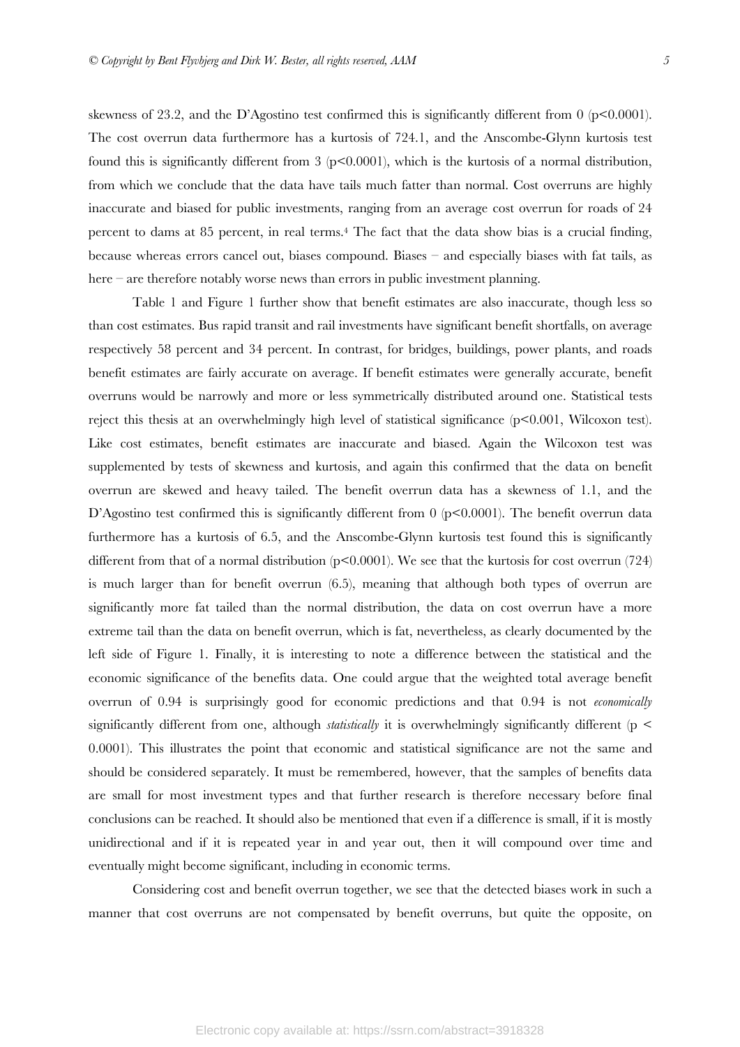skewness of 23.2, and the D'Agostino test confirmed this is significantly different from 0 ($p<0.0001$). The cost overrun data furthermore has a kurtosis of 724.1, and the Anscombe-Glynn kurtosis test found this is significantly different from 3 ($p<0.0001$), which is the kurtosis of a normal distribution, from which we conclude that the data have tails much fatter than normal. Cost overruns are highly inaccurate and biased for public investments, ranging from an average cost overrun for roads of 24 percent to dams at 85 percent, in real terms.[4] The fact that the data show bias is a crucial finding, because whereas errors cancel out, biases compound. Biases – and especially biases with fat tails, as here – are therefore notably worse news than errors in public investment planning.

Table 1 and Figure 1 further show that benefit estimates are also inaccurate, though less so than cost estimates. Bus rapid transit and rail investments have significant benefit shortfalls, on average respectively 58 percent and 34 percent. In contrast, for bridges, buildings, power plants, and roads benefit estimates are fairly accurate on average. If benefit estimates were generally accurate, benefit overruns would be narrowly and more or less symmetrically distributed around one. Statistical tests reject this thesis at an overwhelmingly high level of statistical significance ($p<0.001$, Wilcoxon test). Like cost estimates, benefit estimates are inaccurate and biased. Again the Wilcoxon test was supplemented by tests of skewness and kurtosis, and again this confirmed that the data on benefit overrun are skewed and heavy tailed. The benefit overrun data has a skewness of 1.1, and the D'Agostino test confirmed this is significantly different from 0 ($p<0.0001$). The benefit overrun data furthermore has a kurtosis of 6.5, and the Anscombe-Glynn kurtosis test found this is significantly different from that of a normal distribution ($p<0.0001$). We see that the kurtosis for cost overrun (724) is much larger than for benefit overrun (6.5), meaning that although both types of overrun are significantly more fat tailed than the normal distribution, the data on cost overrun have a more extreme tail than the data on benefit overrun, which is fat, nevertheless, as clearly documented by the left side of Figure 1. Finally, it is interesting to note a difference between the statistical and the economic significance of the benefits data. One could argue that the weighted total average benefit overrun of 0.94 is surprisingly good for economic predictions and that 0.94 is not *economically* significantly different from one, although *statistically* it is overwhelmingly significantly different ($p < 0.0001$). This illustrates the point that economic and statistical significance are not the same and should be considered separately. It must be remembered, however, that the samples of benefits data are small for most investment types and that further research is therefore necessary before final conclusions can be reached. It should also be mentioned that even if a difference is small, if it is mostly unidirectional and if it is repeated year in and year out, then it will compound over time and eventually might become significant, including in economic terms.

Considering cost and benefit overrun together, we see that the detected biases work in such a manner that cost overruns are not compensated by benefit overruns, but quite the opposite, on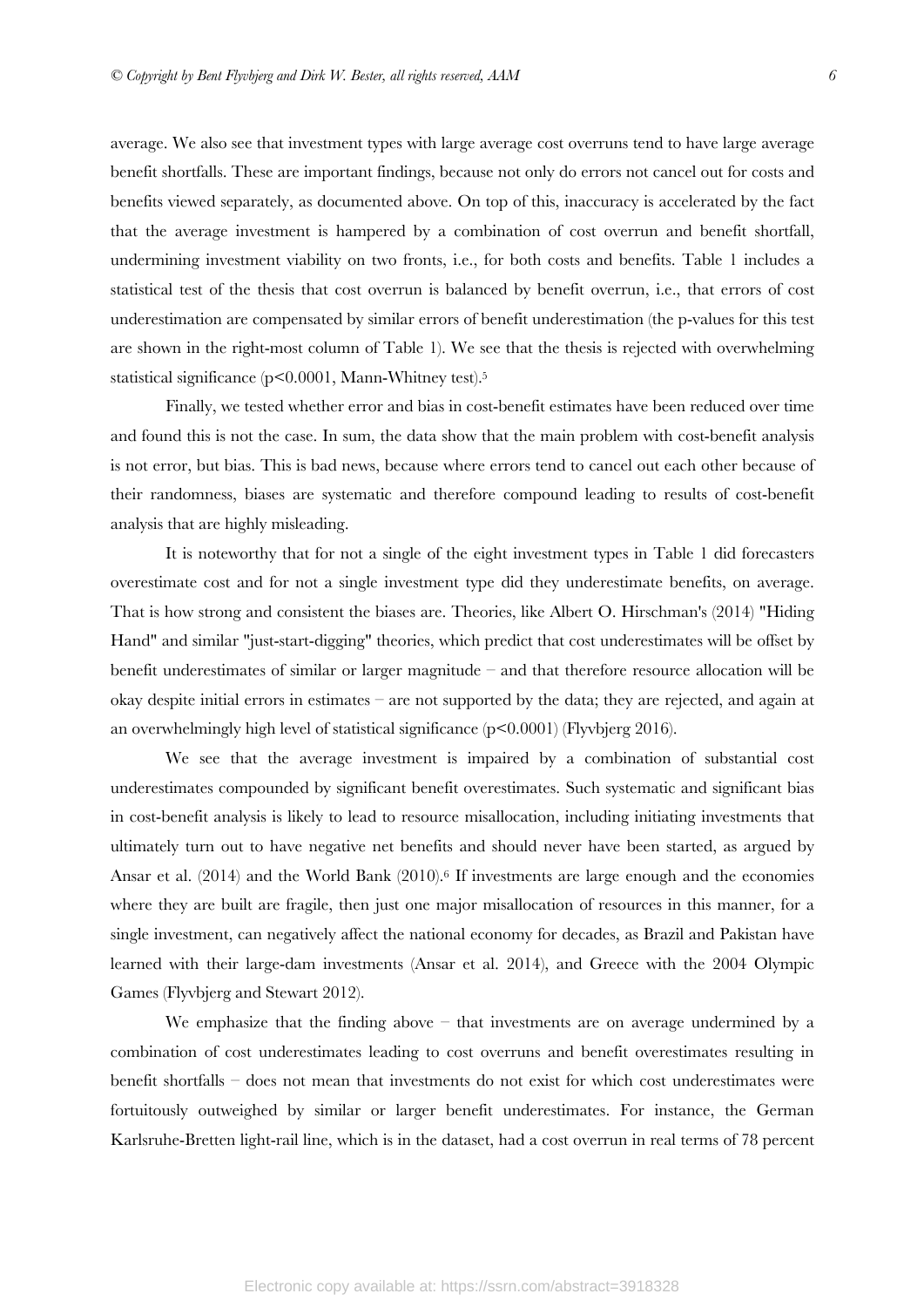average. We also see that investment types with large average cost overruns tend to have large average benefit shortfalls. These are important findings, because not only do errors not cancel out for costs and benefits viewed separately, as documented above. On top of this, inaccuracy is accelerated by the fact that the average investment is hampered by a combination of cost overrun and benefit shortfall, undermining investment viability on two fronts, i.e., for both costs and benefits. Table 1 includes a statistical test of the thesis that cost overrun is balanced by benefit overrun, i.e., that errors of cost underestimation are compensated by similar errors of benefit underestimation (the p-values for this test are shown in the right-most column of Table 1). We see that the thesis is rejected with overwhelming statistical significance ($p<0.0001$, Mann-Whitney test).[5]

Finally, we tested whether error and bias in cost-benefit estimates have been reduced over time and found this is not the case. In sum, the data show that the main problem with cost-benefit analysis is not error, but bias. This is bad news, because where errors tend to cancel out each other because of their randomness, biases are systematic and therefore compound leading to results of cost-benefit analysis that are highly misleading.

It is noteworthy that for not a single of the eight investment types in Table 1 did forecasters overestimate cost and for not a single investment type did they underestimate benefits, on average. That is how strong and consistent the biases are. Theories, like Albert O. Hirschman's (2014) "Hiding Hand" and similar "just-start-digging" theories, which predict that cost underestimates will be offset by benefit underestimates of similar or larger magnitude – and that therefore resource allocation will be okay despite initial errors in estimates – are not supported by the data; they are rejected, and again at an overwhelmingly high level of statistical significance ($p<0.0001$) (Flyvbjerg 2016).

We see that the average investment is impaired by a combination of substantial cost underestimates compounded by significant benefit overestimates. Such systematic and significant bias in cost-benefit analysis is likely to lead to resource misallocation, including initiating investments that ultimately turn out to have negative net benefits and should never have been started, as argued by Ansar et al. (2014) and the World Bank (2010).[6] If investments are large enough and the economies where they are built are fragile, then just one major misallocation of resources in this manner, for a single investment, can negatively affect the national economy for decades, as Brazil and Pakistan have learned with their large-dam investments (Ansar et al. 2014), and Greece with the 2004 Olympic Games (Flyvbjerg and Stewart 2012).

We emphasize that the finding above – that investments are on average undermined by a combination of cost underestimates leading to cost overruns and benefit overestimates resulting in benefit shortfalls – does not mean that investments do not exist for which cost underestimates were fortuitously outweighed by similar or larger benefit underestimates. For instance, the German Karlsruhe-Bretten light-rail line, which is in the dataset, had a cost overrun in real terms of 78 percent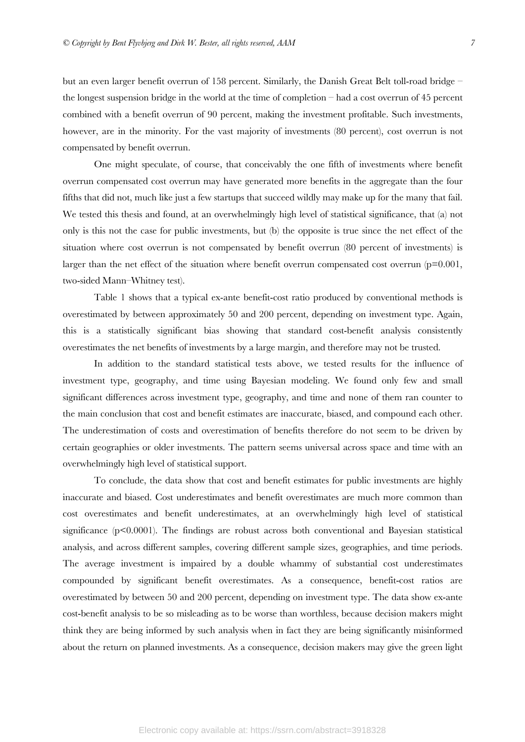but an even larger benefit overrun of 158 percent. Similarly, the Danish Great Belt toll-road bridge – the longest suspension bridge in the world at the time of completion – had a cost overrun of 45 percent combined with a benefit overrun of 90 percent, making the investment profitable. Such investments, however, are in the minority. For the vast majority of investments (80 percent), cost overrun is not compensated by benefit overrun.

One might speculate, of course, that conceivably the one fifth of investments where benefit overrun compensated cost overrun may have generated more benefits in the aggregate than the four fifths that did not, much like just a few startups that succeed wildly may make up for the many that fail. We tested this thesis and found, at an overwhelmingly high level of statistical significance, that (a) not only is this not the case for public investments, but (b) the opposite is true since the net effect of the situation where cost overrun is not compensated by benefit overrun (80 percent of investments) is larger than the net effect of the situation where benefit overrun compensated cost overrun ($p=0.001$, two-sided Mann–Whitney test).

Table 1 shows that a typical ex-ante benefit-cost ratio produced by conventional methods is overestimated by between approximately 50 and 200 percent, depending on investment type. Again, this is a statistically significant bias showing that standard cost-benefit analysis consistently overestimates the net benefits of investments by a large margin, and therefore may not be trusted.

In addition to the standard statistical tests above, we tested results for the influence of investment type, geography, and time using Bayesian modeling. We found only few and small significant differences across investment type, geography, and time and none of them ran counter to the main conclusion that cost and benefit estimates are inaccurate, biased, and compound each other. The underestimation of costs and overestimation of benefits therefore do not seem to be driven by certain geographies or older investments. The pattern seems universal across space and time with an overwhelmingly high level of statistical support.

To conclude, the data show that cost and benefit estimates for public investments are highly inaccurate and biased. Cost underestimates and benefit overestimates are much more common than cost overestimates and benefit underestimates, at an overwhelmingly high level of statistical significance ($p<0.0001$). The findings are robust across both conventional and Bayesian statistical analysis, and across different samples, covering different sample sizes, geographies, and time periods. The average investment is impaired by a double whammy of substantial cost underestimates compounded by significant benefit overestimates. As a consequence, benefit-cost ratios are overestimated by between 50 and 200 percent, depending on investment type. The data show ex-ante cost-benefit analysis to be so misleading as to be worse than worthless, because decision makers might think they are being informed by such analysis when in fact they are being significantly misinformed about the return on planned investments. As a consequence, decision makers may give the green light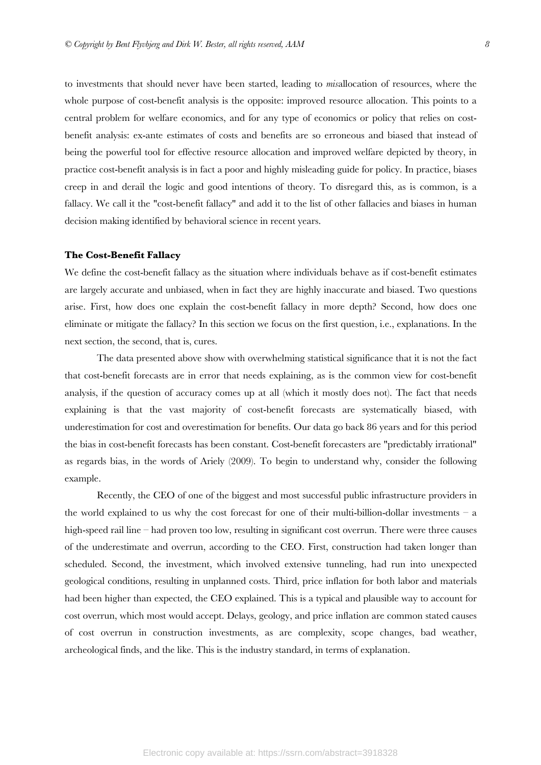to investments that should never have been started, leading to *mis*allocation of resources, where the whole purpose of cost-benefit analysis is the opposite: improved resource allocation. This points to a central problem for welfare economics, and for any type of economics or policy that relies on cost-benefit analysis: ex-ante estimates of costs and benefits are so erroneous and biased that instead of being the powerful tool for effective resource allocation and improved welfare depicted by theory, in practice cost-benefit analysis is in fact a poor and highly misleading guide for policy. In practice, biases creep in and derail the logic and good intentions of theory. To disregard this, as is common, is a fallacy. We call it the "cost-benefit fallacy" and add it to the list of other fallacies and biases in human decision making identified by behavioral science in recent years.

**The Cost-Benefit Fallacy**

We define the cost-benefit fallacy as the situation where individuals behave as if cost-benefit estimates are largely accurate and unbiased, when in fact they are highly inaccurate and biased. Two questions arise. First, how does one explain the cost-benefit fallacy in more depth? Second, how does one eliminate or mitigate the fallacy? In this section we focus on the first question, i.e., explanations. In the next section, the second, that is, cures.

The data presented above show with overwhelming statistical significance that it is not the fact that cost-benefit forecasts are in error that needs explaining, as is the common view for cost-benefit analysis, if the question of accuracy comes up at all (which it mostly does not). The fact that needs explaining is that the vast majority of cost-benefit forecasts are systematically biased, with underestimation for cost and overestimation for benefits. Our data go back 86 years and for this period the bias in cost-benefit forecasts has been constant. Cost-benefit forecasters are "predictably irrational" as regards bias, in the words of Ariely (2009). To begin to understand why, consider the following example.

Recently, the CEO of one of the biggest and most successful public infrastructure providers in the world explained to us why the cost forecast for one of their multi-billion-dollar investments – a high-speed rail line – had proven too low, resulting in significant cost overrun. There were three causes of the underestimate and overrun, according to the CEO. First, construction had taken longer than scheduled. Second, the investment, which involved extensive tunneling, had run into unexpected geological conditions, resulting in unplanned costs. Third, price inflation for both labor and materials had been higher than expected, the CEO explained. This is a typical and plausible way to account for cost overrun, which most would accept. Delays, geology, and price inflation are common stated causes of cost overrun in construction investments, as are complexity, scope changes, bad weather, archeological finds, and the like. This is the industry standard, in terms of explanation.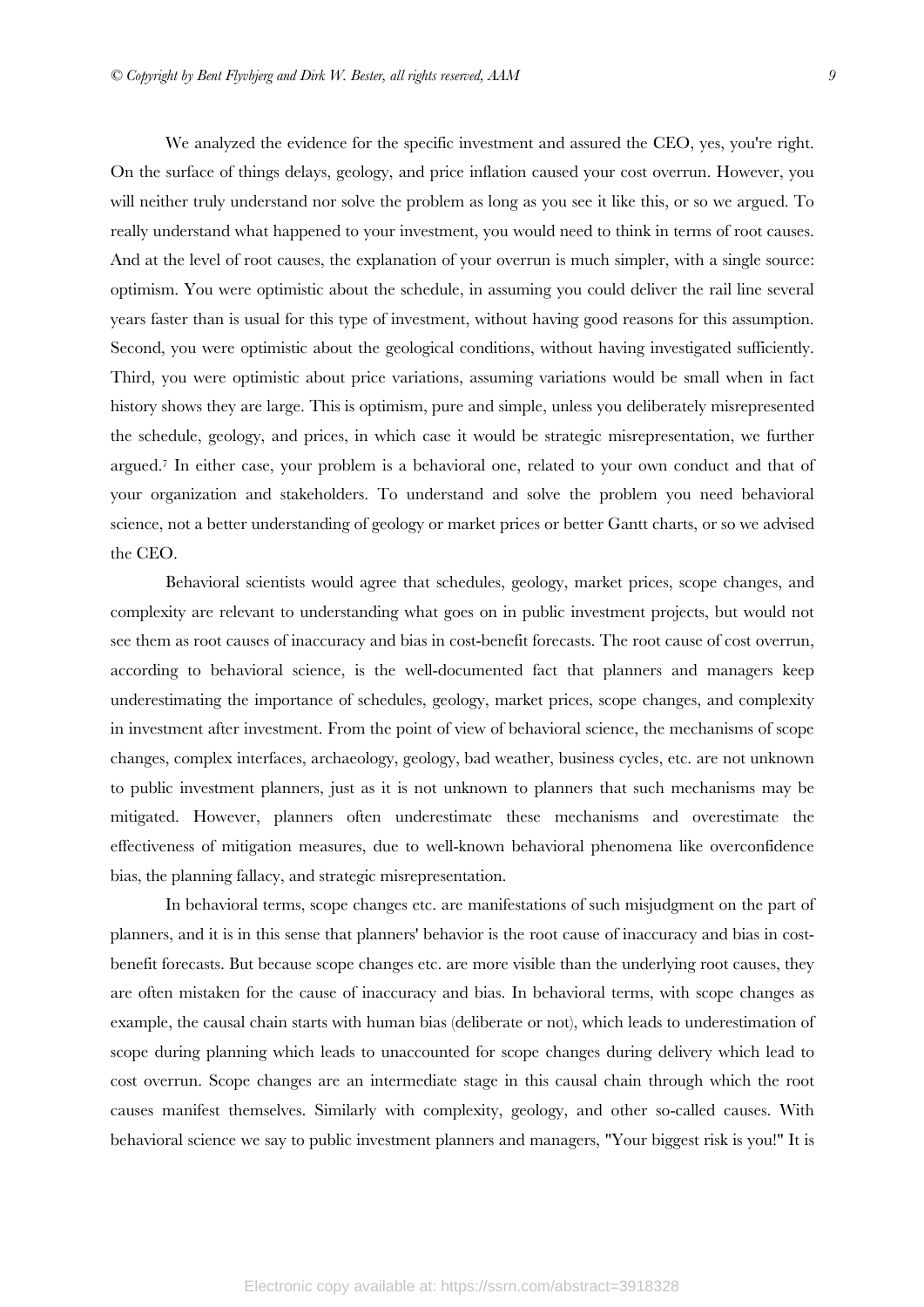We analyzed the evidence for the specific investment and assured the CEO, yes, you're right. On the surface of things delays, geology, and price inflation caused your cost overrun. However, you will neither truly understand nor solve the problem as long as you see it like this, or so we argued. To really understand what happened to your investment, you would need to think in terms of root causes. And at the level of root causes, the explanation of your overrun is much simpler, with a single source: optimism. You were optimistic about the schedule, in assuming you could deliver the rail line several years faster than is usual for this type of investment, without having good reasons for this assumption. Second, you were optimistic about the geological conditions, without having investigated sufficiently. Third, you were optimistic about price variations, assuming variations would be small when in fact history shows they are large. This is optimism, pure and simple, unless you deliberately misrepresented the schedule, geology, and prices, in which case it would be strategic misrepresentation, we further argued.[7] In either case, your problem is a behavioral one, related to your own conduct and that of your organization and stakeholders. To understand and solve the problem you need behavioral science, not a better understanding of geology or market prices or better Gantt charts, or so we advised the CEO.

Behavioral scientists would agree that schedules, geology, market prices, scope changes, and complexity are relevant to understanding what goes on in public investment projects, but would not see them as root causes of inaccuracy and bias in cost-benefit forecasts. The root cause of cost overrun, according to behavioral science, is the well-documented fact that planners and managers keep underestimating the importance of schedules, geology, market prices, scope changes, and complexity in investment after investment. From the point of view of behavioral science, the mechanisms of scope changes, complex interfaces, archaeology, geology, bad weather, business cycles, etc. are not unknown to public investment planners, just as it is not unknown to planners that such mechanisms may be mitigated. However, planners often underestimate these mechanisms and overestimate the effectiveness of mitigation measures, due to well-known behavioral phenomena like overconfidence bias, the planning fallacy, and strategic misrepresentation.

In behavioral terms, scope changes etc. are manifestations of such misjudgment on the part of planners, and it is in this sense that planners' behavior is the root cause of inaccuracy and bias in cost-benefit forecasts. But because scope changes etc. are more visible than the underlying root causes, they are often mistaken for the cause of inaccuracy and bias. In behavioral terms, with scope changes as example, the causal chain starts with human bias (deliberate or not), which leads to underestimation of scope during planning which leads to unaccounted for scope changes during delivery which lead to cost overrun. Scope changes are an intermediate stage in this causal chain through which the root causes manifest themselves. Similarly with complexity, geology, and other so-called causes. With behavioral science we say to public investment planners and managers, "Your biggest risk is you!" It is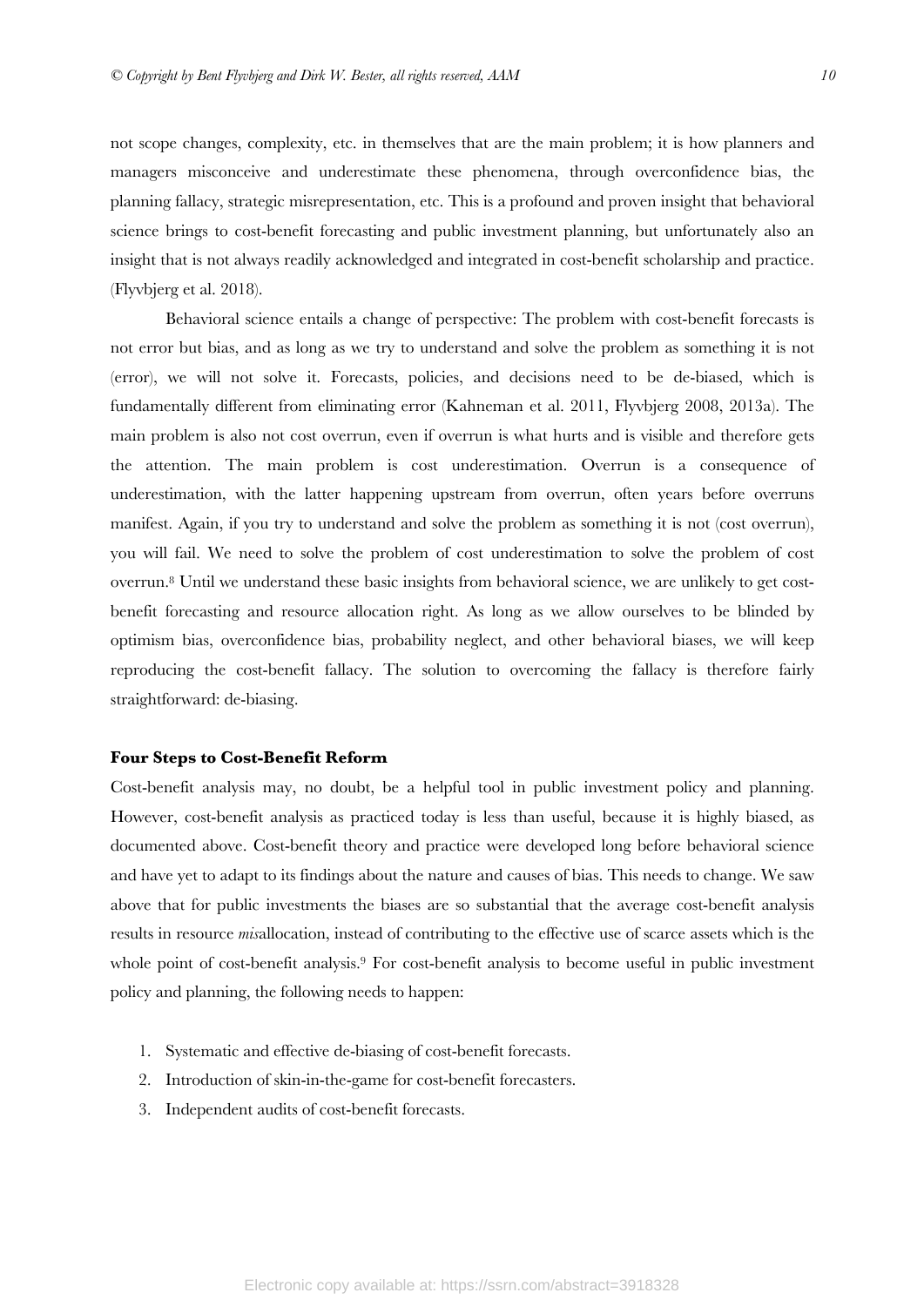not scope changes, complexity, etc. in themselves that are the main problem; it is how planners and managers misconceive and underestimate these phenomena, through overconfidence bias, the planning fallacy, strategic misrepresentation, etc. This is a profound and proven insight that behavioral science brings to cost-benefit forecasting and public investment planning, but unfortunately also an insight that is not always readily acknowledged and integrated in cost-benefit scholarship and practice. (Flyvbjerg et al. 2018).

Behavioral science entails a change of perspective: The problem with cost-benefit forecasts is not error but bias, and as long as we try to understand and solve the problem as something it is not (error), we will not solve it. Forecasts, policies, and decisions need to be de-biased, which is fundamentally different from eliminating error (Kahneman et al. 2011, Flyvbjerg 2008, 2013a). The main problem is also not cost overrun, even if overrun is what hurts and is visible and therefore gets the attention. The main problem is cost underestimation. Overrun is a consequence of underestimation, with the latter happening upstream from overrun, often years before overruns manifest. Again, if you try to understand and solve the problem as something it is not (cost overrun), you will fail. We need to solve the problem of cost underestimation to solve the problem of cost overrun.[8] Until we understand these basic insights from behavioral science, we are unlikely to get cost-benefit forecasting and resource allocation right. As long as we allow ourselves to be blinded by optimism bias, overconfidence bias, probability neglect, and other behavioral biases, we will keep reproducing the cost-benefit fallacy. The solution to overcoming the fallacy is therefore fairly straightforward: de-biasing.

**Four Steps to Cost-Benefit Reform**

Cost-benefit analysis may, no doubt, be a helpful tool in public investment policy and planning. However, cost-benefit analysis as practiced today is less than useful, because it is highly biased, as documented above. Cost-benefit theory and practice were developed long before behavioral science and have yet to adapt to its findings about the nature and causes of bias. This needs to change. We saw above that for public investments the biases are so substantial that the average cost-benefit analysis results in resource *mis*allocation, instead of contributing to the effective use of scarce assets which is the whole point of cost-benefit analysis.[9] For cost-benefit analysis to become useful in public investment policy and planning, the following needs to happen:

1. Systematic and effective de-biasing of cost-benefit forecasts.
2. Introduction of skin-in-the-game for cost-benefit forecasters.
3. Independent audits of cost-benefit forecasts.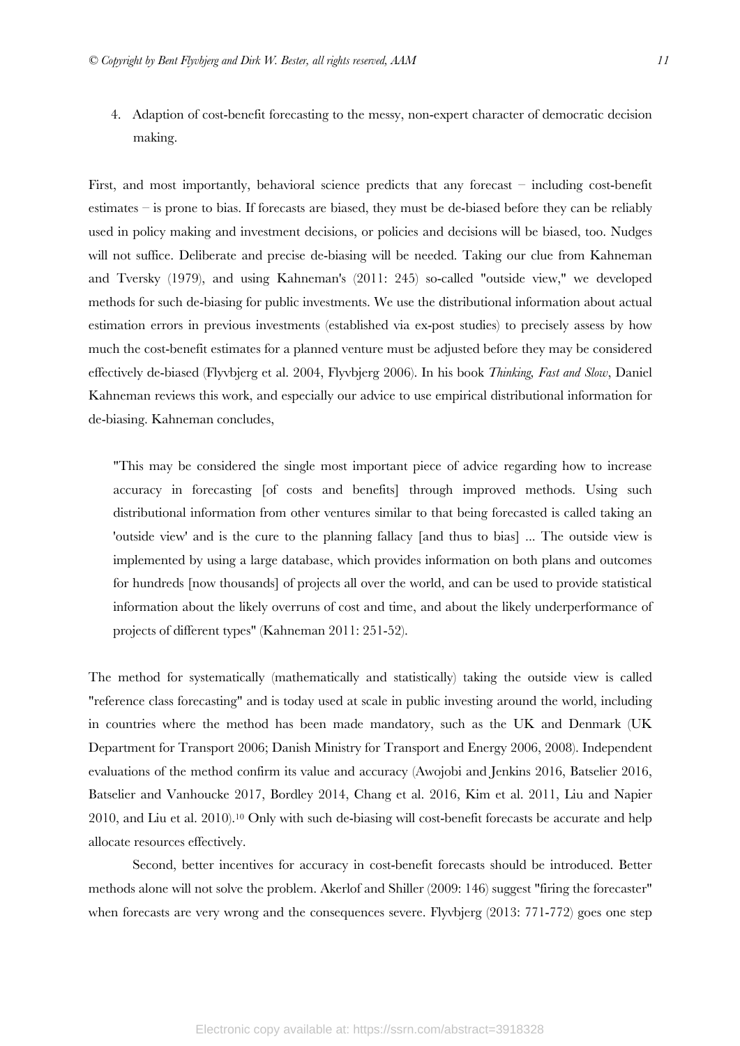4. Adaption of cost-benefit forecasting to the messy, non-expert character of democratic decision making.

First, and most importantly, behavioral science predicts that any forecast – including cost-benefit estimates – is prone to bias. If forecasts are biased, they must be de-biased before they can be reliably used in policy making and investment decisions, or policies and decisions will be biased, too. Nudges will not suffice. Deliberate and precise de-biasing will be needed. Taking our clue from Kahneman and Tversky (1979), and using Kahneman's (2011: 245) so-called "outside view," we developed methods for such de-biasing for public investments. We use the distributional information about actual estimation errors in previous investments (established via ex-post studies) to precisely assess by how much the cost-benefit estimates for a planned venture must be adjusted before they may be considered effectively de-biased (Flyvbjerg et al. 2004, Flyvbjerg 2006). In his book *Thinking, Fast and Slow*, Daniel Kahneman reviews this work, and especially our advice to use empirical distributional information for de-biasing. Kahneman concludes,

> "This may be considered the single most important piece of advice regarding how to increase accuracy in forecasting [of costs and benefits] through improved methods. Using such distributional information from other ventures similar to that being forecasted is called taking an 'outside view' and is the cure to the planning fallacy [and thus to bias] ... The outside view is implemented by using a large database, which provides information on both plans and outcomes for hundreds [now thousands] of projects all over the world, and can be used to provide statistical information about the likely overruns of cost and time, and about the likely underperformance of projects of different types" (Kahneman 2011: 251-52).

The method for systematically (mathematically and statistically) taking the outside view is called "reference class forecasting" and is today used at scale in public investing around the world, including in countries where the method has been made mandatory, such as the UK and Denmark (UK Department for Transport 2006; Danish Ministry for Transport and Energy 2006, 2008). Independent evaluations of the method confirm its value and accuracy (Awojobi and Jenkins 2016, Batselier 2016, Batselier and Vanhoucke 2017, Bordley 2014, Chang et al. 2016, Kim et al. 2011, Liu and Napier 2010, and Liu et al. 2010).[10] Only with such de-biasing will cost-benefit forecasts be accurate and help allocate resources effectively.

Second, better incentives for accuracy in cost-benefit forecasts should be introduced. Better methods alone will not solve the problem. Akerlof and Shiller (2009: 146) suggest "firing the forecaster" when forecasts are very wrong and the consequences severe. Flyvbjerg (2013: 771-772) goes one step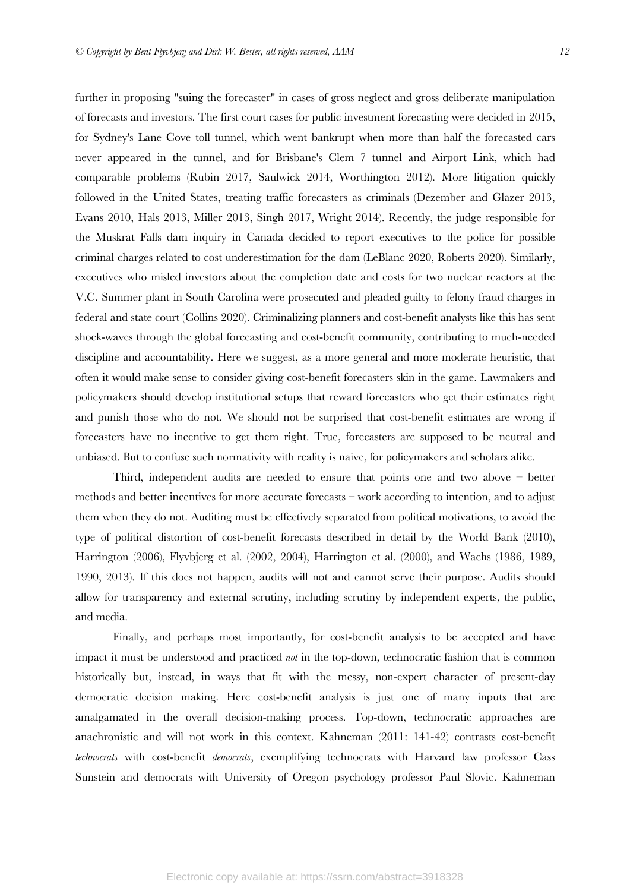further in proposing "suing the forecaster" in cases of gross neglect and gross deliberate manipulation of forecasts and investors. The first court cases for public investment forecasting were decided in 2015, for Sydney's Lane Cove toll tunnel, which went bankrupt when more than half the forecasted cars never appeared in the tunnel, and for Brisbane's Clem 7 tunnel and Airport Link, which had comparable problems (Rubin 2017, Saulwick 2014, Worthington 2012). More litigation quickly followed in the United States, treating traffic forecasters as criminals (Dezember and Glazer 2013, Evans 2010, Hals 2013, Miller 2013, Singh 2017, Wright 2014). Recently, the judge responsible for the Muskrat Falls dam inquiry in Canada decided to report executives to the police for possible criminal charges related to cost underestimation for the dam (LeBlanc 2020, Roberts 2020). Similarly, executives who misled investors about the completion date and costs for two nuclear reactors at the V.C. Summer plant in South Carolina were prosecuted and pleaded guilty to felony fraud charges in federal and state court (Collins 2020). Criminalizing planners and cost-benefit analysts like this has sent shock-waves through the global forecasting and cost-benefit community, contributing to much-needed discipline and accountability. Here we suggest, as a more general and more moderate heuristic, that often it would make sense to consider giving cost-benefit forecasters skin in the game. Lawmakers and policymakers should develop institutional setups that reward forecasters who get their estimates right and punish those who do not. We should not be surprised that cost-benefit estimates are wrong if forecasters have no incentive to get them right. True, forecasters are supposed to be neutral and unbiased. But to confuse such normativity with reality is naive, for policymakers and scholars alike.

Third, independent audits are needed to ensure that points one and two above – better methods and better incentives for more accurate forecasts – work according to intention, and to adjust them when they do not. Auditing must be effectively separated from political motivations, to avoid the type of political distortion of cost-benefit forecasts described in detail by the World Bank (2010), Harrington (2006), Flyvbjerg et al. (2002, 2004), Harrington et al. (2000), and Wachs (1986, 1989, 1990, 2013). If this does not happen, audits will not and cannot serve their purpose. Audits should allow for transparency and external scrutiny, including scrutiny by independent experts, the public, and media.

Finally, and perhaps most importantly, for cost-benefit analysis to be accepted and have impact it must be understood and practiced *not* in the top-down, technocratic fashion that is common historically but, instead, in ways that fit with the messy, non-expert character of present-day democratic decision making. Here cost-benefit analysis is just one of many inputs that are amalgamated in the overall decision-making process. Top-down, technocratic approaches are anachronistic and will not work in this context. Kahneman (2011: 141-42) contrasts cost-benefit *technocrats* with cost-benefit *democrats*, exemplifying technocrats with Harvard law professor Cass Sunstein and democrats with University of Oregon psychology professor Paul Slovic. Kahneman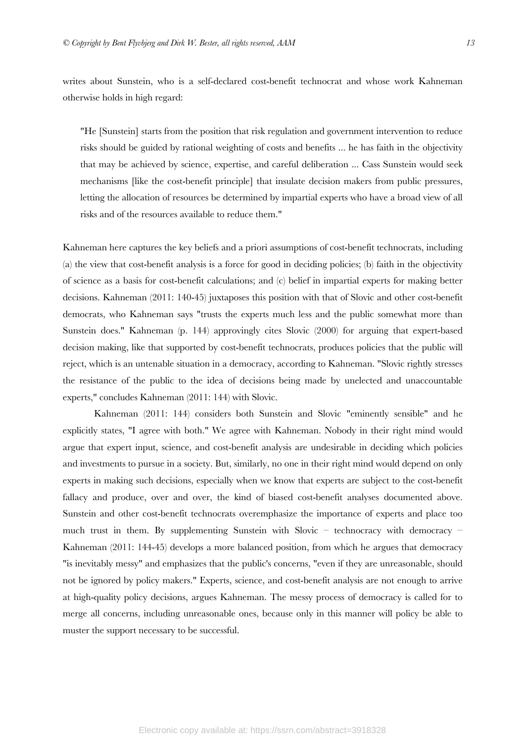writes about Sunstein, who is a self-declared cost-benefit technocrat and whose work Kahneman otherwise holds in high regard:

> "He [Sunstein] starts from the position that risk regulation and government intervention to reduce risks should be guided by rational weighting of costs and benefits ... he has faith in the objectivity that may be achieved by science, expertise, and careful deliberation ... Cass Sunstein would seek mechanisms [like the cost-benefit principle] that insulate decision makers from public pressures, letting the allocation of resources be determined by impartial experts who have a broad view of all risks and of the resources available to reduce them."

Kahneman here captures the key beliefs and a priori assumptions of cost-benefit technocrats, including (a) the view that cost-benefit analysis is a force for good in deciding policies; (b) faith in the objectivity of science as a basis for cost-benefit calculations; and (c) belief in impartial experts for making better decisions. Kahneman (2011: 140-45) juxtaposes this position with that of Slovic and other cost-benefit democrats, who Kahneman says "trusts the experts much less and the public somewhat more than Sunstein does." Kahneman (p. 144) approvingly cites Slovic (2000) for arguing that expert-based decision making, like that supported by cost-benefit technocrats, produces policies that the public will reject, which is an untenable situation in a democracy, according to Kahneman. "Slovic rightly stresses the resistance of the public to the idea of decisions being made by unelected and unaccountable experts," concludes Kahneman (2011: 144) with Slovic.

Kahneman (2011: 144) considers both Sunstein and Slovic "eminently sensible" and he explicitly states, "I agree with both." We agree with Kahneman. Nobody in their right mind would argue that expert input, science, and cost-benefit analysis are undesirable in deciding which policies and investments to pursue in a society. But, similarly, no one in their right mind would depend on only experts in making such decisions, especially when we know that experts are subject to the cost-benefit fallacy and produce, over and over, the kind of biased cost-benefit analyses documented above. Sunstein and other cost-benefit technocrats overemphasize the importance of experts and place too much trust in them. By supplementing Sunstein with Slovic – technocracy with democracy – Kahneman (2011: 144-45) develops a more balanced position, from which he argues that democracy "is inevitably messy" and emphasizes that the public's concerns, "even if they are unreasonable, should not be ignored by policy makers." Experts, science, and cost-benefit analysis are not enough to arrive at high-quality policy decisions, argues Kahneman. The messy process of democracy is called for to merge all concerns, including unreasonable ones, because only in this manner will policy be able to muster the support necessary to be successful.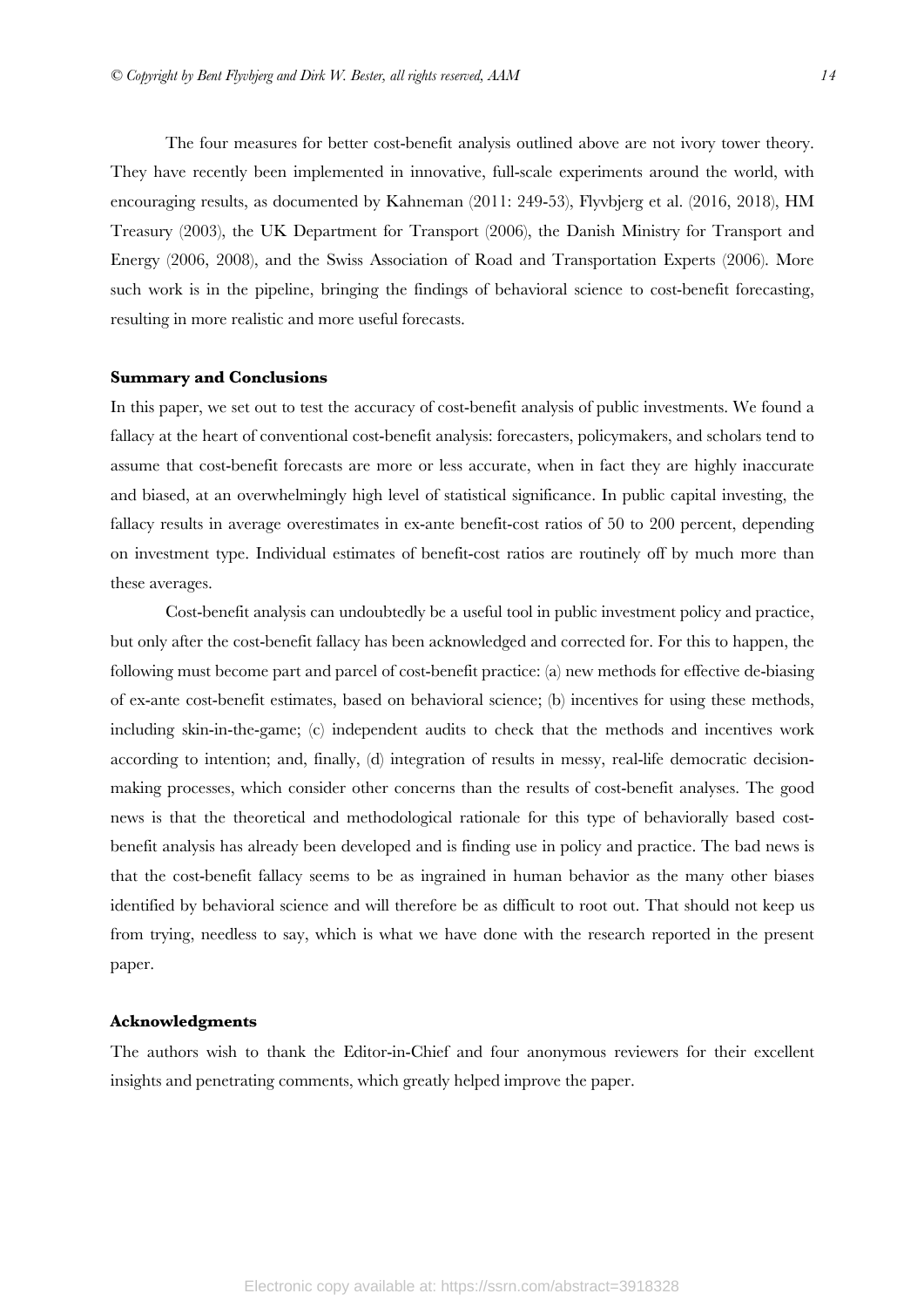The four measures for better cost-benefit analysis outlined above are not ivory tower theory. They have recently been implemented in innovative, full-scale experiments around the world, with encouraging results, as documented by Kahneman (2011: 249-53), Flyvbjerg et al. (2016, 2018), HM Treasury (2003), the UK Department for Transport (2006), the Danish Ministry for Transport and Energy (2006, 2008), and the Swiss Association of Road and Transportation Experts (2006). More such work is in the pipeline, bringing the findings of behavioral science to cost-benefit forecasting, resulting in more realistic and more useful forecasts.

**Summary and Conclusions**

In this paper, we set out to test the accuracy of cost-benefit analysis of public investments. We found a fallacy at the heart of conventional cost-benefit analysis: forecasters, policymakers, and scholars tend to assume that cost-benefit forecasts are more or less accurate, when in fact they are highly inaccurate and biased, at an overwhelmingly high level of statistical significance. In public capital investing, the fallacy results in average overestimates in ex-ante benefit-cost ratios of 50 to 200 percent, depending on investment type. Individual estimates of benefit-cost ratios are routinely off by much more than these averages.

Cost-benefit analysis can undoubtedly be a useful tool in public investment policy and practice, but only after the cost-benefit fallacy has been acknowledged and corrected for. For this to happen, the following must become part and parcel of cost-benefit practice: (a) new methods for effective de-biasing of ex-ante cost-benefit estimates, based on behavioral science; (b) incentives for using these methods, including skin-in-the-game; (c) independent audits to check that the methods and incentives work according to intention; and, finally, (d) integration of results in messy, real-life democratic decision-making processes, which consider other concerns than the results of cost-benefit analyses. The good news is that the theoretical and methodological rationale for this type of behaviorally based cost-benefit analysis has already been developed and is finding use in policy and practice. The bad news is that the cost-benefit fallacy seems to be as ingrained in human behavior as the many other biases identified by behavioral science and will therefore be as difficult to root out. That should not keep us from trying, needless to say, which is what we have done with the research reported in the present paper.

**Acknowledgments**

The authors wish to thank the Editor-in-Chief and four anonymous reviewers for their excellent insights and penetrating comments, which greatly helped improve the paper.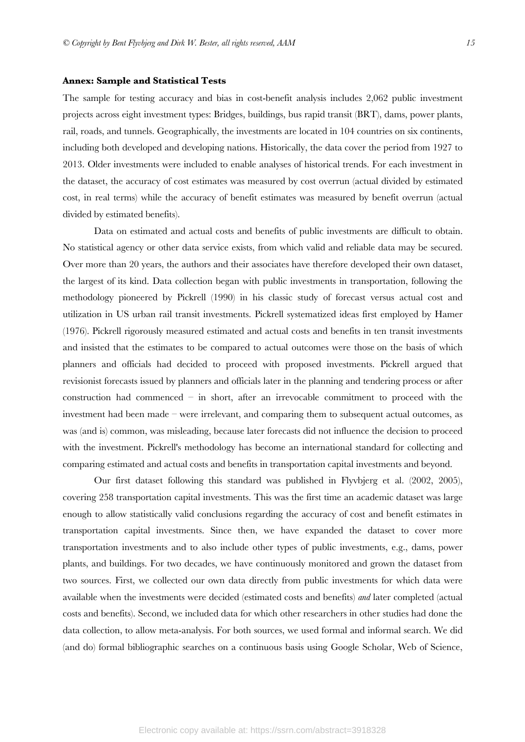**Annex: Sample and Statistical Tests**

The sample for testing accuracy and bias in cost-benefit analysis includes 2,062 public investment projects across eight investment types: Bridges, buildings, bus rapid transit (BRT), dams, power plants, rail, roads, and tunnels. Geographically, the investments are located in 104 countries on six continents, including both developed and developing nations. Historically, the data cover the period from 1927 to 2013. Older investments were included to enable analyses of historical trends. For each investment in the dataset, the accuracy of cost estimates was measured by cost overrun (actual divided by estimated cost, in real terms) while the accuracy of benefit estimates was measured by benefit overrun (actual divided by estimated benefits).

Data on estimated and actual costs and benefits of public investments are difficult to obtain. No statistical agency or other data service exists, from which valid and reliable data may be secured. Over more than 20 years, the authors and their associates have therefore developed their own dataset, the largest of its kind. Data collection began with public investments in transportation, following the methodology pioneered by Pickrell (1990) in his classic study of forecast versus actual cost and utilization in US urban rail transit investments. Pickrell systematized ideas first employed by Hamer (1976). Pickrell rigorously measured estimated and actual costs and benefits in ten transit investments and insisted that the estimates to be compared to actual outcomes were those on the basis of which planners and officials had decided to proceed with proposed investments. Pickrell argued that revisionist forecasts issued by planners and officials later in the planning and tendering process or after construction had commenced – in short, after an irrevocable commitment to proceed with the investment had been made – were irrelevant, and comparing them to subsequent actual outcomes, as was (and is) common, was misleading, because later forecasts did not influence the decision to proceed with the investment. Pickrell's methodology has become an international standard for collecting and comparing estimated and actual costs and benefits in transportation capital investments and beyond.

Our first dataset following this standard was published in Flyvbjerg et al. (2002, 2005), covering 258 transportation capital investments. This was the first time an academic dataset was large enough to allow statistically valid conclusions regarding the accuracy of cost and benefit estimates in transportation capital investments. Since then, we have expanded the dataset to cover more transportation investments and to also include other types of public investments, e.g., dams, power plants, and buildings. For two decades, we have continuously monitored and grown the dataset from two sources. First, we collected our own data directly from public investments for which data were available when the investments were decided (estimated costs and benefits) *and* later completed (actual costs and benefits). Second, we included data for which other researchers in other studies had done the data collection, to allow meta-analysis. For both sources, we used formal and informal search. We did (and do) formal bibliographic searches on a continuous basis using Google Scholar, Web of Science,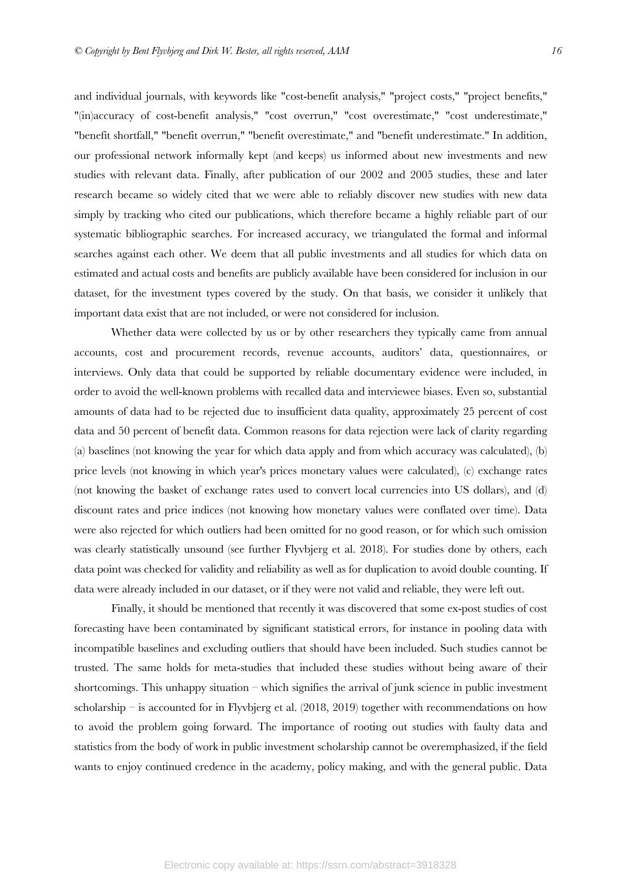and individual journals, with keywords like "cost-benefit analysis," "project costs," "project benefits," "(in)accuracy of cost-benefit analysis," "cost overrun," "cost overestimate," "cost underestimate," "benefit shortfall," "benefit overrun," "benefit overestimate," and "benefit underestimate." In addition, our professional network informally kept (and keeps) us informed about new investments and new studies with relevant data. Finally, after publication of our 2002 and 2005 studies, these and later research became so widely cited that we were able to reliably discover new studies with new data simply by tracking who cited our publications, which therefore became a highly reliable part of our systematic bibliographic searches. For increased accuracy, we triangulated the formal and informal searches against each other. We deem that all public investments and all studies for which data on estimated and actual costs and benefits are publicly available have been considered for inclusion in our dataset, for the investment types covered by the study. On that basis, we consider it unlikely that important data exist that are not included, or were not considered for inclusion.

Whether data were collected by us or by other researchers they typically came from annual accounts, cost and procurement records, revenue accounts, auditors' data, questionnaires, or interviews. Only data that could be supported by reliable documentary evidence were included, in order to avoid the well-known problems with recalled data and interviewee biases. Even so, substantial amounts of data had to be rejected due to insufficient data quality, approximately 25 percent of cost data and 50 percent of benefit data. Common reasons for data rejection were lack of clarity regarding (a) baselines (not knowing the year for which data apply and from which accuracy was calculated), (b) price levels (not knowing in which year's prices monetary values were calculated), (c) exchange rates (not knowing the basket of exchange rates used to convert local currencies into US dollars), and (d) discount rates and price indices (not knowing how monetary values were conflated over time). Data were also rejected for which outliers had been omitted for no good reason, or for which such omission was clearly statistically unsound (see further Flyvbjerg et al. 2018). For studies done by others, each data point was checked for validity and reliability as well as for duplication to avoid double counting. If data were already included in our dataset, or if they were not valid and reliable, they were left out.

Finally, it should be mentioned that recently it was discovered that some ex-post studies of cost forecasting have been contaminated by significant statistical errors, for instance in pooling data with incompatible baselines and excluding outliers that should have been included. Such studies cannot be trusted. The same holds for meta-studies that included these studies without being aware of their shortcomings. This unhappy situation – which signifies the arrival of junk science in public investment scholarship – is accounted for in Flyvbjerg et al. (2018, 2019) together with recommendations on how to avoid the problem going forward. The importance of rooting out studies with faulty data and statistics from the body of work in public investment scholarship cannot be overemphasized, if the field wants to enjoy continued credence in the academy, policy making, and with the general public. Data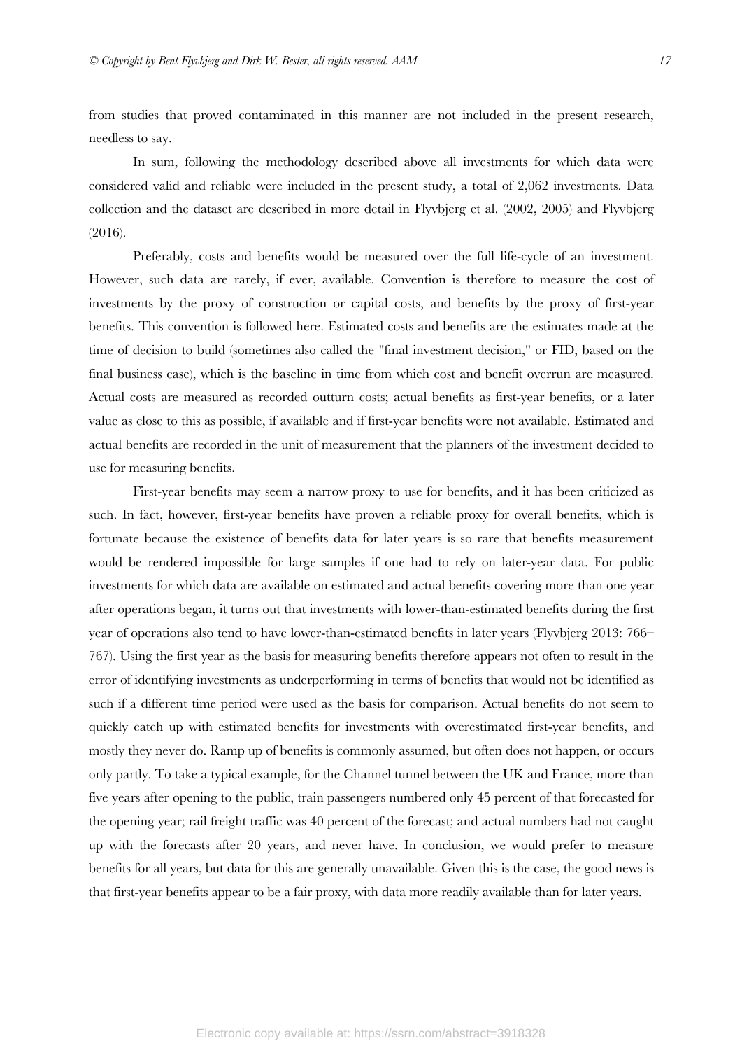from studies that proved contaminated in this manner are not included in the present research, needless to say.

In sum, following the methodology described above all investments for which data were considered valid and reliable were included in the present study, a total of 2,062 investments. Data collection and the dataset are described in more detail in Flyvbjerg et al. (2002, 2005) and Flyvbjerg (2016).

Preferably, costs and benefits would be measured over the full life-cycle of an investment. However, such data are rarely, if ever, available. Convention is therefore to measure the cost of investments by the proxy of construction or capital costs, and benefits by the proxy of first-year benefits. This convention is followed here. Estimated costs and benefits are the estimates made at the time of decision to build (sometimes also called the "final investment decision," or FID, based on the final business case), which is the baseline in time from which cost and benefit overrun are measured. Actual costs are measured as recorded outturn costs; actual benefits as first-year benefits, or a later value as close to this as possible, if available and if first-year benefits were not available. Estimated and actual benefits are recorded in the unit of measurement that the planners of the investment decided to use for measuring benefits.

First-year benefits may seem a narrow proxy to use for benefits, and it has been criticized as such. In fact, however, first-year benefits have proven a reliable proxy for overall benefits, which is fortunate because the existence of benefits data for later years is so rare that benefits measurement would be rendered impossible for large samples if one had to rely on later-year data. For public investments for which data are available on estimated and actual benefits covering more than one year after operations began, it turns out that investments with lower-than-estimated benefits during the first year of operations also tend to have lower-than-estimated benefits in later years (Flyvbjerg 2013: 766–767). Using the first year as the basis for measuring benefits therefore appears not often to result in the error of identifying investments as underperforming in terms of benefits that would not be identified as such if a different time period were used as the basis for comparison. Actual benefits do not seem to quickly catch up with estimated benefits for investments with overestimated first-year benefits, and mostly they never do. Ramp up of benefits is commonly assumed, but often does not happen, or occurs only partly. To take a typical example, for the Channel tunnel between the UK and France, more than five years after opening to the public, train passengers numbered only 45 percent of that forecasted for the opening year; rail freight traffic was 40 percent of the forecast; and actual numbers had not caught up with the forecasts after 20 years, and never have. In conclusion, we would prefer to measure benefits for all years, but data for this are generally unavailable. Given this is the case, the good news is that first-year benefits appear to be a fair proxy, with data more readily available than for later years.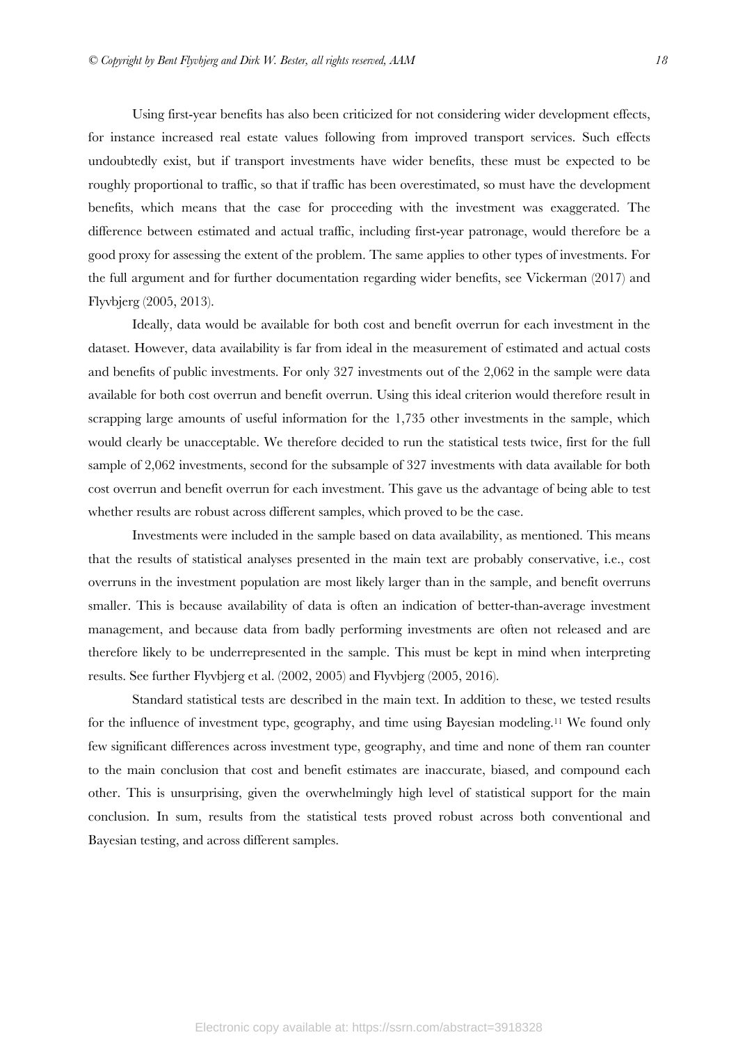Using first-year benefits has also been criticized for not considering wider development effects, for instance increased real estate values following from improved transport services. Such effects undoubtedly exist, but if transport investments have wider benefits, these must be expected to be roughly proportional to traffic, so that if traffic has been overestimated, so must have the development benefits, which means that the case for proceeding with the investment was exaggerated. The difference between estimated and actual traffic, including first-year patronage, would therefore be a good proxy for assessing the extent of the problem. The same applies to other types of investments. For the full argument and for further documentation regarding wider benefits, see Vickerman (2017) and Flyvbjerg (2005, 2013).

Ideally, data would be available for both cost and benefit overrun for each investment in the dataset. However, data availability is far from ideal in the measurement of estimated and actual costs and benefits of public investments. For only 327 investments out of the 2,062 in the sample were data available for both cost overrun and benefit overrun. Using this ideal criterion would therefore result in scrapping large amounts of useful information for the 1,735 other investments in the sample, which would clearly be unacceptable. We therefore decided to run the statistical tests twice, first for the full sample of 2,062 investments, second for the subsample of 327 investments with data available for both cost overrun and benefit overrun for each investment. This gave us the advantage of being able to test whether results are robust across different samples, which proved to be the case.

Investments were included in the sample based on data availability, as mentioned. This means that the results of statistical analyses presented in the main text are probably conservative, i.e., cost overruns in the investment population are most likely larger than in the sample, and benefit overruns smaller. This is because availability of data is often an indication of better-than-average investment management, and because data from badly performing investments are often not released and are therefore likely to be underrepresented in the sample. This must be kept in mind when interpreting results. See further Flyvbjerg et al. (2002, 2005) and Flyvbjerg (2005, 2016).

Standard statistical tests are described in the main text. In addition to these, we tested results for the influence of investment type, geography, and time using Bayesian modeling.[11] We found only few significant differences across investment type, geography, and time and none of them ran counter to the main conclusion that cost and benefit estimates are inaccurate, biased, and compound each other. This is unsurprising, given the overwhelmingly high level of statistical support for the main conclusion. In sum, results from the statistical tests proved robust across both conventional and Bayesian testing, and across different samples.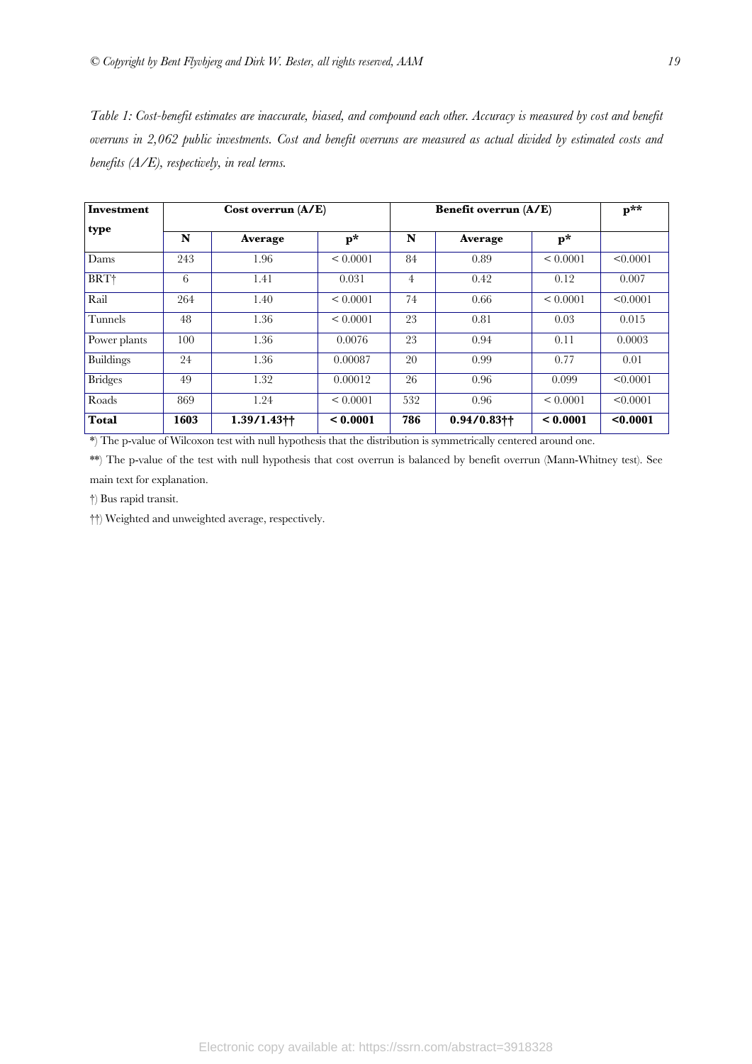*Table 1: Cost-benefit estimates are inaccurate, biased, and compound each other. Accuracy is measured by cost and benefit overruns in 2,062 public investments. Cost and benefit overruns are measured as actual divided by estimated costs and benefits (A/E), respectively, in real terms.*

| Investment type | Cost overrun (A/E) | | | Benefit overrun (A/E) | | | p** |
|---|---|---|---|---|---|---|---|
| | **N** | **Average** | **p*** | **N** | **Average** | **p*** | |
| Dams | 243 | 1.96 | < 0.0001 | 84 | 0.89 | < 0.0001 | <0.0001 |
| BRT† | 6 | 1.41 | 0.031 | 4 | 0.42 | 0.12 | 0.007 |
| Rail | 264 | 1.40 | < 0.0001 | 74 | 0.66 | < 0.0001 | <0.0001 |
| Tunnels | 48 | 1.36 | < 0.0001 | 23 | 0.81 | 0.03 | 0.015 |
| Power plants | 100 | 1.36 | 0.0076 | 23 | 0.94 | 0.11 | 0.0003 |
| Buildings | 24 | 1.36 | 0.00087 | 20 | 0.99 | 0.77 | 0.01 |
| Bridges | 49 | 1.32 | 0.00012 | 26 | 0.96 | 0.099 | <0.0001 |
| Roads | 869 | 1.24 | < 0.0001 | 532 | 0.96 | < 0.0001 | <0.0001 |
| **Total** | **1603** | **1.39/1.43††** | **< 0.0001** | **786** | **0.94/0.83††** | **< 0.0001** | **<0.0001** |

*) The p-value of Wilcoxon test with null hypothesis that the distribution is symmetrically centered around one.

**) The p-value of the test with null hypothesis that cost overrun is balanced by benefit overrun (Mann-Whitney test). See main text for explanation.

†) Bus rapid transit.

††) Weighted and unweighted average, respectively.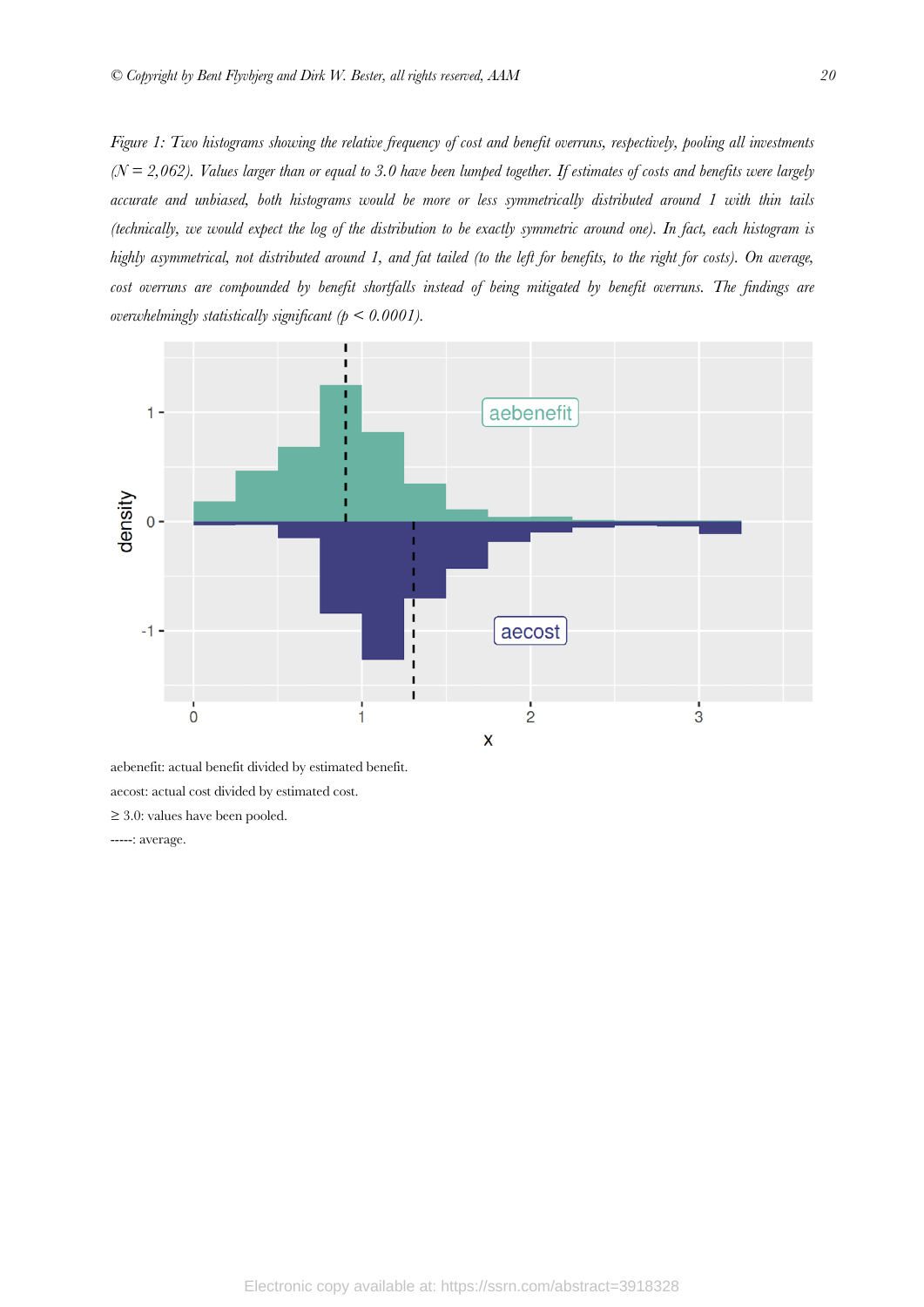*Figure 1: Two histograms showing the relative frequency of cost and benefit overruns, respectively, pooling all investments ($N$ = 2,062). Values larger than or equal to 3.0 have been lumped together. If estimates of costs and benefits were largely accurate and unbiased, both histograms would be more or less symmetrically distributed around 1 with thin tails (technically, we would expect the log of the distribution to be exactly symmetric around one). In fact, each histogram is highly asymmetrical, not distributed around 1, and fat tailed (to the left for benefits, to the right for costs). On average, cost overruns are compounded by benefit shortfalls instead of being mitigated by benefit overruns. The findings are overwhelmingly statistically significant ($p < 0.0001$).*

aebenefit: actual benefit divided by estimated benefit.

aecost: actual cost divided by estimated cost.

≥ 3.0: values have been pooled.

-----: average.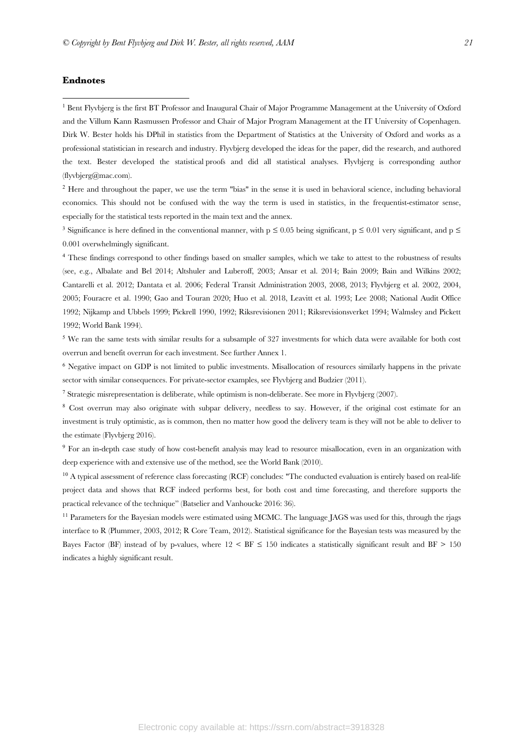## Endnotes

[1] Bent Flyvbjerg is the first BT Professor and Inaugural Chair of Major Programme Management at the University of Oxford and the Villum Kann Rasmussen Professor and Chair of Major Program Management at the IT University of Copenhagen. Dirk W. Bester holds his DPhil in statistics from the Department of Statistics at the University of Oxford and works as a professional statistician in research and industry. Flyvbjerg developed the ideas for the paper, did the research, and authored the text. Bester developed the statistical proofs and did all statistical analyses. Flyvbjerg is corresponding author (flyvbjerg@mac.com).

[2] Here and throughout the paper, we use the term "bias" in the sense it is used in behavioral science, including behavioral economics. This should not be confused with the way the term is used in statistics, in the frequentist-estimator sense, especially for the statistical tests reported in the main text and the annex.

[3] Significance is here defined in the conventional manner, with $p \leq 0.05$ being significant, $p \leq 0.01$ very significant, and $p \leq 0.001$ overwhelmingly significant.

[4] These findings correspond to other findings based on smaller samples, which we take to attest to the robustness of results (see, e.g., Albalate and Bel 2014; Altshuler and Luberoff, 2003; Ansar et al. 2014; Bain 2009; Bain and Wilkins 2002; Cantarelli et al. 2012; Dantata et al. 2006; Federal Transit Administration 2003, 2008, 2013; Flyvbjerg et al. 2002, 2004, 2005; Fouracre et al. 1990; Gao and Touran 2020; Huo et al. 2018, Leavitt et al. 1993; Lee 2008; National Audit Office 1992; Nijkamp and Ubbels 1999; Pickrell 1990, 1992; Riksrevisionen 2011; Riksrevisionsverket 1994; Walmsley and Pickett 1992; World Bank 1994).

[5] We ran the same tests with similar results for a subsample of 327 investments for which data were available for both cost overrun and benefit overrun for each investment. See further Annex 1.

[6] Negative impact on GDP is not limited to public investments. Misallocation of resources similarly happens in the private sector with similar consequences. For private-sector examples, see Flyvbjerg and Budzier (2011).

[7] Strategic misrepresentation is deliberate, while optimism is non-deliberate. See more in Flyvbjerg (2007).

[8] Cost overrun may also originate with subpar delivery, needless to say. However, if the original cost estimate for an investment is truly optimistic, as is common, then no matter how good the delivery team is they will not be able to deliver to the estimate (Flyvbjerg 2016).

[9] For an in-depth case study of how cost-benefit analysis may lead to resource misallocation, even in an organization with deep experience with and extensive use of the method, see the World Bank (2010).

[10] A typical assessment of reference class forecasting (RCF) concludes: "The conducted evaluation is entirely based on real-life project data and shows that RCF indeed performs best, for both cost and time forecasting, and therefore supports the practical relevance of the technique" (Batselier and Vanhoucke 2016: 36).

[11] Parameters for the Bayesian models were estimated using MCMC. The language JAGS was used for this, through the rjags interface to R (Plummer, 2003, 2012; R Core Team, 2012). Statistical significance for the Bayesian tests was measured by the Bayes Factor (BF) instead of by p-values, where $12 < BF \leq 150$ indicates a statistically significant result and $BF > 150$ indicates a highly significant result.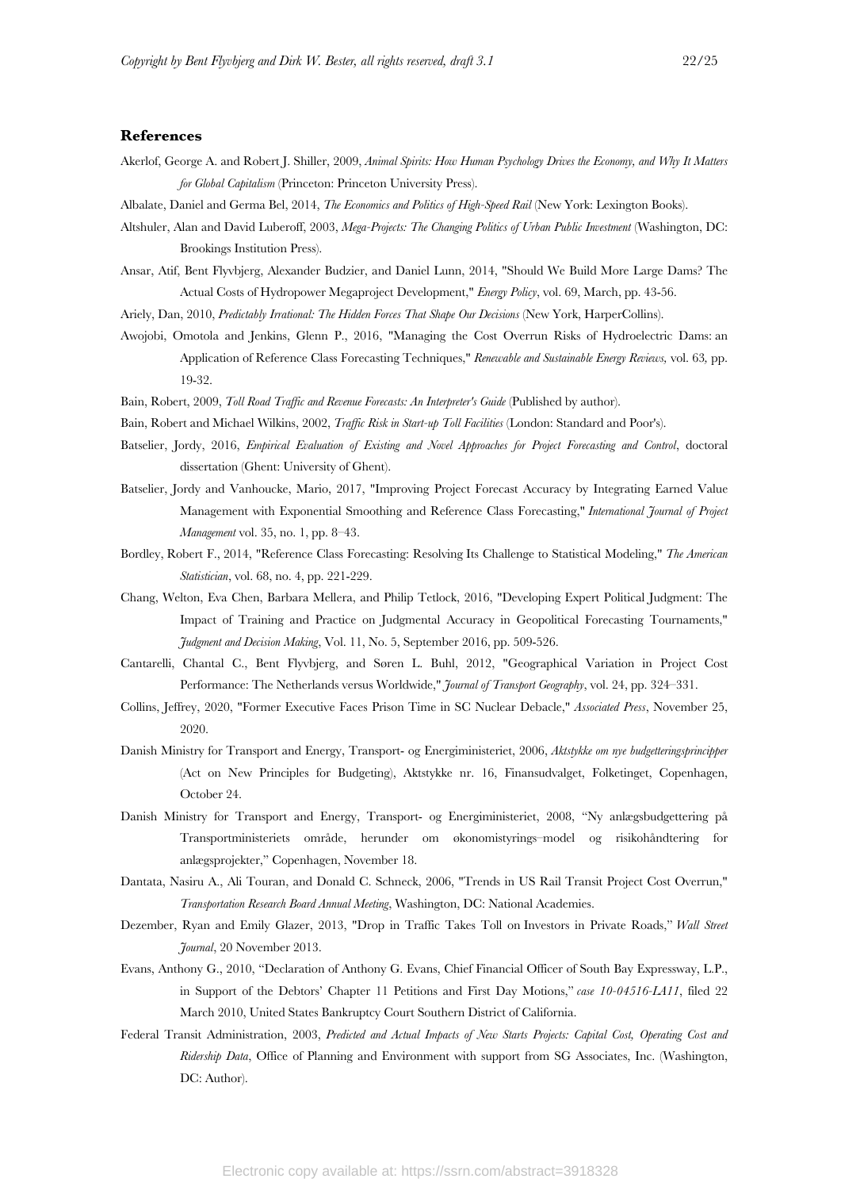## References

Akerlof, George A. and Robert J. Shiller, 2009, *Animal Spirits: How Human Psychology Drives the Economy, and Why It Matters for Global Capitalism* (Princeton: Princeton University Press).

Albalate, Daniel and Germa Bel, 2014, *The Economics and Politics of High-Speed Rail* (New York: Lexington Books).

Altshuler, Alan and David Luberoff, 2003, *Mega-Projects: The Changing Politics of Urban Public Investment* (Washington, DC: Brookings Institution Press).

Ansar, Atif, Bent Flyvbjerg, Alexander Budzier, and Daniel Lunn, 2014, "Should We Build More Large Dams? The Actual Costs of Hydropower Megaproject Development," *Energy Policy*, vol. 69, March, pp. 43-56.

Ariely, Dan, 2010, *Predictably Irrational: The Hidden Forces That Shape Our Decisions* (New York, HarperCollins).

Awojobi, Omotola and Jenkins, Glenn P., 2016, "Managing the Cost Overrun Risks of Hydroelectric Dams: an Application of Reference Class Forecasting Techniques," *Renewable and Sustainable Energy Reviews,* vol. 63, pp. 19-32.

Bain, Robert, 2009, *Toll Road Traffic and Revenue Forecasts: An Interpreter's Guide* (Published by author).

Bain, Robert and Michael Wilkins, 2002, *Traffic Risk in Start-up Toll Facilities* (London: Standard and Poor's).

Batselier, Jordy, 2016, *Empirical Evaluation of Existing and Novel Approaches for Project Forecasting and Control*, doctoral dissertation (Ghent: University of Ghent).

Batselier, Jordy and Vanhoucke, Mario, 2017, "Improving Project Forecast Accuracy by Integrating Earned Value Management with Exponential Smoothing and Reference Class Forecasting," *International Journal of Project Management* vol. 35, no. 1, pp. 8–43.

Bordley, Robert F., 2014, "Reference Class Forecasting: Resolving Its Challenge to Statistical Modeling," *The American Statistician*, vol. 68, no. 4, pp. 221-229.

Chang, Welton, Eva Chen, Barbara Mellera, and Philip Tetlock, 2016, "Developing Expert Political Judgment: The Impact of Training and Practice on Judgmental Accuracy in Geopolitical Forecasting Tournaments," *Judgment and Decision Making*, Vol. 11, No. 5, September 2016, pp. 509-526.

Cantarelli, Chantal C., Bent Flyvbjerg, and Søren L. Buhl, 2012, "Geographical Variation in Project Cost Performance: The Netherlands versus Worldwide," *Journal of Transport Geography*, vol. 24, pp. 324–331.

Collins, Jeffrey, 2020, "Former Executive Faces Prison Time in SC Nuclear Debacle," *Associated Press*, November 25, 2020.

Danish Ministry for Transport and Energy, Transport- og Energiministeriet, 2006, *Aktstykke om nye budgetteringsprincipper* (Act on New Principles for Budgeting), Aktstykke nr. 16, Finansudvalget, Folketinget, Copenhagen, October 24.

Danish Ministry for Transport and Energy, Transport- og Energiministeriet, 2008, "Ny anlægsbudgettering på Transportministeriets område, herunder om økonomistyrings-model og risikohåndtering for anlægsprojekter," Copenhagen, November 18.

Dantata, Nasiru A., Ali Touran, and Donald C. Schneck, 2006, "Trends in US Rail Transit Project Cost Overrun," *Transportation Research Board Annual Meeting*, Washington, DC: National Academies.

Dezember, Ryan and Emily Glazer, 2013, "Drop in Traffic Takes Toll on Investors in Private Roads," *Wall Street Journal*, 20 November 2013.

Evans, Anthony G., 2010, "Declaration of Anthony G. Evans, Chief Financial Officer of South Bay Expressway, L.P., in Support of the Debtors' Chapter 11 Petitions and First Day Motions," *case 10-04516-LA11*, filed 22 March 2010, United States Bankruptcy Court Southern District of California.

Federal Transit Administration, 2003, *Predicted and Actual Impacts of New Starts Projects: Capital Cost, Operating Cost and Ridership Data*, Office of Planning and Environment with support from SG Associates, Inc. (Washington, DC: Author).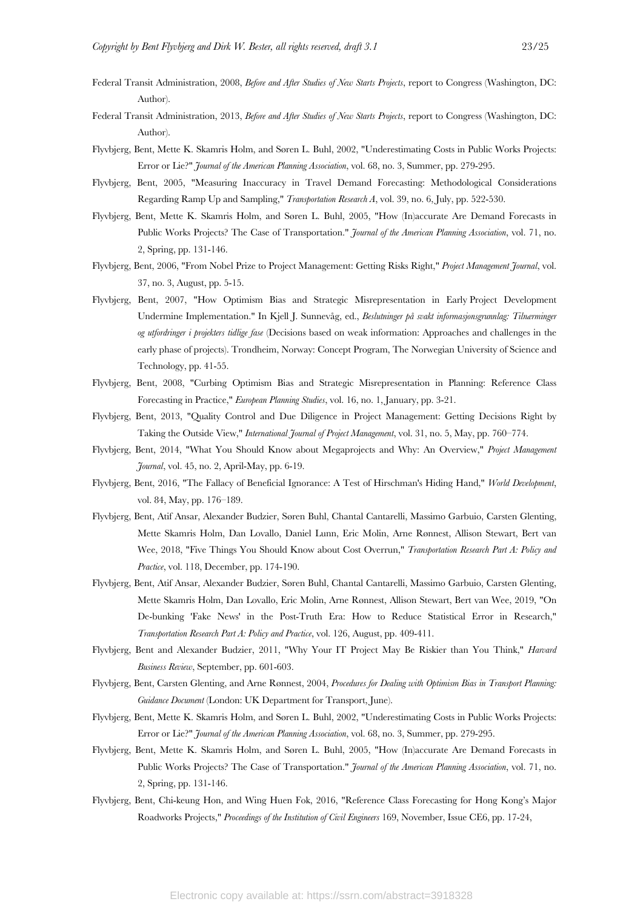Federal Transit Administration, 2008, *Before and After Studies of New Starts Projects*, report to Congress (Washington, DC: Author).

Federal Transit Administration, 2013, *Before and After Studies of New Starts Projects*, report to Congress (Washington, DC: Author).

Flyvbjerg, Bent, Mette K. Skamris Holm, and Søren L. Buhl, 2002, "Underestimating Costs in Public Works Projects: Error or Lie?" *Journal of the American Planning Association*, vol. 68, no. 3, Summer, pp. 279-295.

Flyvbjerg, Bent, 2005, "Measuring Inaccuracy in Travel Demand Forecasting: Methodological Considerations Regarding Ramp Up and Sampling," *Transportation Research A*, vol. 39, no. 6, July, pp. 522-530.

Flyvbjerg, Bent, Mette K. Skamris Holm, and Søren L. Buhl, 2005, "How (In)accurate Are Demand Forecasts in Public Works Projects? The Case of Transportation." *Journal of the American Planning Association*, vol. 71, no. 2, Spring, pp. 131-146.

Flyvbjerg, Bent, 2006, "From Nobel Prize to Project Management: Getting Risks Right," *Project Management Journal*, vol. 37, no. 3, August, pp. 5-15.

Flyvbjerg, Bent, 2007, "How Optimism Bias and Strategic Misrepresentation in Early Project Development Undermine Implementation." In Kjell J. Sunnevåg, ed., *Beslutninger på svakt informasjonsgrunnlag: Tilnærminger og utfordringer i projekters tidlige fase* (Decisions based on weak information: Approaches and challenges in the early phase of projects). Trondheim, Norway: Concept Program, The Norwegian University of Science and Technology, pp. 41-55.

Flyvbjerg, Bent, 2008, "Curbing Optimism Bias and Strategic Misrepresentation in Planning: Reference Class Forecasting in Practice," *European Planning Studies*, vol. 16, no. 1, January, pp. 3-21.

Flyvbjerg, Bent, 2013, "Quality Control and Due Diligence in Project Management: Getting Decisions Right by Taking the Outside View," *International Journal of Project Management*, vol. 31, no. 5, May, pp. 760–774.

Flyvbjerg, Bent, 2014, "What You Should Know about Megaprojects and Why: An Overview," *Project Management Journal*, vol. 45, no. 2, April-May, pp. 6-19.

Flyvbjerg, Bent, 2016, "The Fallacy of Beneficial Ignorance: A Test of Hirschman's Hiding Hand," *World Development*, vol. 84, May, pp. 176–189.

Flyvbjerg, Bent, Atif Ansar, Alexander Budzier, Søren Buhl, Chantal Cantarelli, Massimo Garbuio, Carsten Glenting, Mette Skamris Holm, Dan Lovallo, Daniel Lunn, Eric Molin, Arne Rønnest, Allison Stewart, Bert van Wee, 2018, "Five Things You Should Know about Cost Overrun," *Transportation Research Part A: Policy and Practice*, vol. 118, December, pp. 174-190.

Flyvbjerg, Bent, Atif Ansar, Alexander Budzier, Søren Buhl, Chantal Cantarelli, Massimo Garbuio, Carsten Glenting, Mette Skamris Holm, Dan Lovallo, Eric Molin, Arne Rønnest, Allison Stewart, Bert van Wee, 2019, "On De-bunking 'Fake News' in the Post-Truth Era: How to Reduce Statistical Error in Research," *Transportation Research Part A: Policy and Practice*, vol. 126, August, pp. 409-411.

Flyvbjerg, Bent and Alexander Budzier, 2011, "Why Your IT Project May Be Riskier than You Think," *Harvard Business Review*, September, pp. 601-603.

Flyvbjerg, Bent, Carsten Glenting, and Arne Rønnest, 2004, *Procedures for Dealing with Optimism Bias in Transport Planning: Guidance Document* (London: UK Department for Transport, June).

Flyvbjerg, Bent, Mette K. Skamris Holm, and Søren L. Buhl, 2002, "Underestimating Costs in Public Works Projects: Error or Lie?" *Journal of the American Planning Association*, vol. 68, no. 3, Summer, pp. 279-295.

Flyvbjerg, Bent, Mette K. Skamris Holm, and Søren L. Buhl, 2005, "How (In)accurate Are Demand Forecasts in Public Works Projects? The Case of Transportation." *Journal of the American Planning Association*, vol. 71, no. 2, Spring, pp. 131-146.

Flyvbjerg, Bent, Chi-keung Hon, and Wing Huen Fok, 2016, "Reference Class Forecasting for Hong Kong's Major Roadworks Projects," *Proceedings of the Institution of Civil Engineers* 169, November, Issue CE6, pp. 17-24,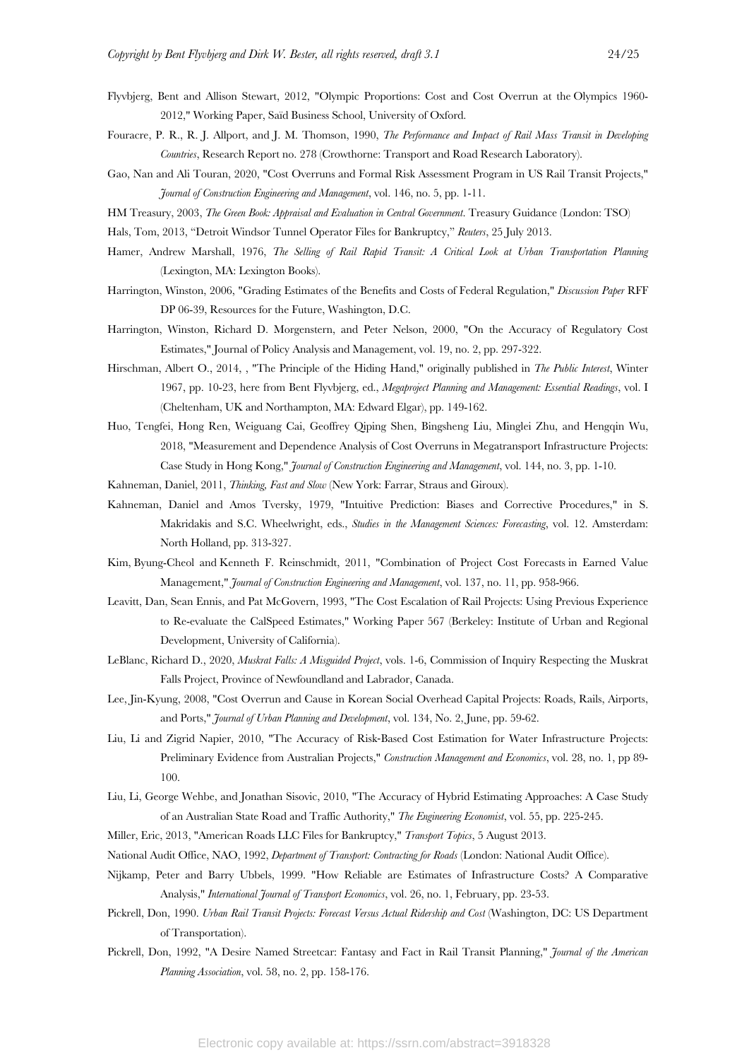Flyvbjerg, Bent and Allison Stewart, 2012, "Olympic Proportions: Cost and Cost Overrun at the Olympics 1960-2012," Working Paper, Saïd Business School, University of Oxford.

Fouracre, P. R., R. J. Allport, and J. M. Thomson, 1990, *The Performance and Impact of Rail Mass Transit in Developing Countries*, Research Report no. 278 (Crowthorne: Transport and Road Research Laboratory).

Gao, Nan and Ali Touran, 2020, "Cost Overruns and Formal Risk Assessment Program in US Rail Transit Projects," *Journal of Construction Engineering and Management*, vol. 146, no. 5, pp. 1-11.

HM Treasury, 2003, *The Green Book: Appraisal and Evaluation in Central Government*. Treasury Guidance (London: TSO)

Hals, Tom, 2013, "Detroit Windsor Tunnel Operator Files for Bankruptcy," *Reuters*, 25 July 2013.

Hamer, Andrew Marshall, 1976, *The Selling of Rail Rapid Transit: A Critical Look at Urban Transportation Planning* (Lexington, MA: Lexington Books).

Harrington, Winston, 2006, "Grading Estimates of the Benefits and Costs of Federal Regulation," *Discussion Paper* RFF DP 06-39, Resources for the Future, Washington, D.C.

Harrington, Winston, Richard D. Morgenstern, and Peter Nelson, 2000, "On the Accuracy of Regulatory Cost Estimates," Journal of Policy Analysis and Management, vol. 19, no. 2, pp. 297-322.

Hirschman, Albert O., 2014, , "The Principle of the Hiding Hand," originally published in *The Public Interest*, Winter 1967, pp. 10-23, here from Bent Flyvbjerg, ed., *Megaproject Planning and Management: Essential Readings*, vol. I (Cheltenham, UK and Northampton, MA: Edward Elgar), pp. 149-162.

Huo, Tengfei, Hong Ren, Weiguang Cai, Geoffrey Qiping Shen, Bingsheng Liu, Minglei Zhu, and Hengqin Wu, 2018, "Measurement and Dependence Analysis of Cost Overruns in Megatransport Infrastructure Projects: Case Study in Hong Kong," *Journal of Construction Engineering and Management*, vol. 144, no. 3, pp. 1-10.

Kahneman, Daniel, 2011, *Thinking, Fast and Slow* (New York: Farrar, Straus and Giroux).

Kahneman, Daniel and Amos Tversky, 1979, "Intuitive Prediction: Biases and Corrective Procedures," in S. Makridakis and S.C. Wheelwright, eds., *Studies in the Management Sciences: Forecasting*, vol. 12. Amsterdam: North Holland, pp. 313-327.

Kim, Byung-Cheol and Kenneth F. Reinschmidt, 2011, "Combination of Project Cost Forecasts in Earned Value Management," *Journal of Construction Engineering and Management*, vol. 137, no. 11, pp. 958-966.

Leavitt, Dan, Sean Ennis, and Pat McGovern, 1993, "The Cost Escalation of Rail Projects: Using Previous Experience to Re-evaluate the CalSpeed Estimates," Working Paper 567 (Berkeley: Institute of Urban and Regional Development, University of California).

LeBlanc, Richard D., 2020, *Muskrat Falls: A Misguided Project*, vols. 1-6, Commission of Inquiry Respecting the Muskrat Falls Project, Province of Newfoundland and Labrador, Canada.

Lee, Jin-Kyung, 2008, "Cost Overrun and Cause in Korean Social Overhead Capital Projects: Roads, Rails, Airports, and Ports," *Journal of Urban Planning and Development*, vol. 134, No. 2, June, pp. 59-62.

Liu, Li and Zigrid Napier, 2010, "The Accuracy of Risk-Based Cost Estimation for Water Infrastructure Projects: Preliminary Evidence from Australian Projects," *Construction Management and Economics*, vol. 28, no. 1, pp 89-100.

Liu, Li, George Wehbe, and Jonathan Sisovic, 2010, "The Accuracy of Hybrid Estimating Approaches: A Case Study of an Australian State Road and Traffic Authority," *The Engineering Economist*, vol. 55, pp. 225-245.

Miller, Eric, 2013, "American Roads LLC Files for Bankruptcy," *Transport Topics*, 5 August 2013.

National Audit Office, NAO, 1992, *Department of Transport: Contracting for Roads* (London: National Audit Office).

Nijkamp, Peter and Barry Ubbels, 1999. "How Reliable are Estimates of Infrastructure Costs? A Comparative Analysis," *International Journal of Transport Economics*, vol. 26, no. 1, February, pp. 23-53.

Pickrell, Don, 1990. *Urban Rail Transit Projects: Forecast Versus Actual Ridership and Cost* (Washington, DC: US Department of Transportation).

Pickrell, Don, 1992, "A Desire Named Streetcar: Fantasy and Fact in Rail Transit Planning," *Journal of the American Planning Association*, vol. 58, no. 2, pp. 158-176.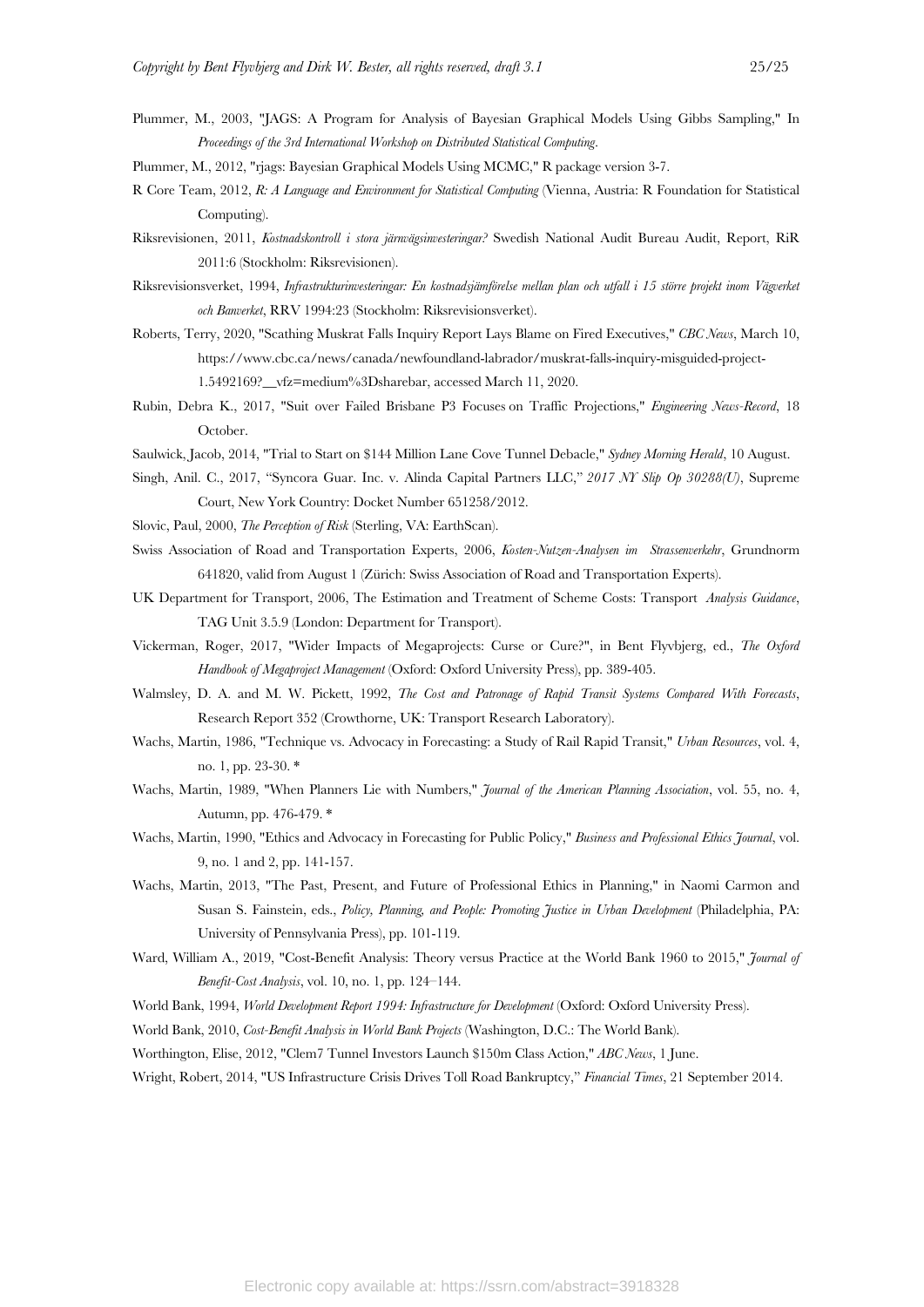Plummer, M., 2003, "JAGS: A Program for Analysis of Bayesian Graphical Models Using Gibbs Sampling," In *Proceedings of the 3rd International Workshop on Distributed Statistical Computing*.

Plummer, M., 2012, "rjags: Bayesian Graphical Models Using MCMC," R package version 3-7.

R Core Team, 2012, *R: A Language and Environment for Statistical Computing* (Vienna, Austria: R Foundation for Statistical Computing).

Riksrevisionen, 2011, *Kostnadskontroll i stora järnvägsinvesteringar?* Swedish National Audit Bureau Audit, Report, RiR 2011:6 (Stockholm: Riksrevisionen).

Riksrevisionsverket, 1994, *Infrastrukturinvesteringar: En kostnadsjämförelse mellan plan och utfall i 15 större projekt inom Vägverket och Banverket*, RRV 1994:23 (Stockholm: Riksrevisionsverket).

Roberts, Terry, 2020, "Scathing Muskrat Falls Inquiry Report Lays Blame on Fired Executives," *CBC News*, March 10, https://www.cbc.ca/news/canada/newfoundland-labrador/muskrat-falls-inquiry-misguided-project-1.5492169?__vfz=medium%3Dsharebar, accessed March 11, 2020.

Rubin, Debra K., 2017, "Suit over Failed Brisbane P3 Focuses on Traffic Projections," *Engineering News-Record*, 18 October.

Saulwick, Jacob, 2014, "Trial to Start on $144 Million Lane Cove Tunnel Debacle," *Sydney Morning Herald*, 10 August.

Singh, Anil. C., 2017, "Syncora Guar. Inc. v. Alinda Capital Partners LLC," *2017 NY Slip Op 30288(U)*, Supreme Court, New York Country: Docket Number 651258/2012.

Slovic, Paul, 2000, *The Perception of Risk* (Sterling, VA: EarthScan).

Swiss Association of Road and Transportation Experts, 2006, *Kosten-Nutzen-Analysen im Strassenverkehr*, Grundnorm 641820, valid from August 1 (Zürich: Swiss Association of Road and Transportation Experts).

UK Department for Transport, 2006, The Estimation and Treatment of Scheme Costs: Transport *Analysis Guidance*, TAG Unit 3.5.9 (London: Department for Transport).

Vickerman, Roger, 2017, "Wider Impacts of Megaprojects: Curse or Cure?", in Bent Flyvbjerg, ed., *The Oxford Handbook of Megaproject Management* (Oxford: Oxford University Press), pp. 389-405.

Walmsley, D. A. and M. W. Pickett, 1992, *The Cost and Patronage of Rapid Transit Systems Compared With Forecasts*, Research Report 352 (Crowthorne, UK: Transport Research Laboratory).

Wachs, Martin, 1986, "Technique vs. Advocacy in Forecasting: a Study of Rail Rapid Transit," *Urban Resources*, vol. 4, no. 1, pp. 23-30. *

Wachs, Martin, 1989, "When Planners Lie with Numbers," *Journal of the American Planning Association*, vol. 55, no. 4, Autumn, pp. 476-479. *

Wachs, Martin, 1990, "Ethics and Advocacy in Forecasting for Public Policy," *Business and Professional Ethics Journal*, vol. 9, no. 1 and 2, pp. 141-157.

Wachs, Martin, 2013, "The Past, Present, and Future of Professional Ethics in Planning," in Naomi Carmon and Susan S. Fainstein, eds., *Policy, Planning, and People: Promoting Justice in Urban Development* (Philadelphia, PA: University of Pennsylvania Press), pp. 101-119.

Ward, William A., 2019, "Cost-Benefit Analysis: Theory versus Practice at the World Bank 1960 to 2015," *Journal of Benefit-Cost Analysis*, vol. 10, no. 1, pp. 124–144.

World Bank, 1994, *World Development Report 1994: Infrastructure for Development* (Oxford: Oxford University Press).

World Bank, 2010, *Cost-Benefit Analysis in World Bank Projects* (Washington, D.C.: The World Bank).

Worthington, Elise, 2012, "Clem7 Tunnel Investors Launch $150m Class Action," *ABC News*, 1 June.

Wright, Robert, 2014, "US Infrastructure Crisis Drives Toll Road Bankruptcy," *Financial Times*, 21 September 2014.